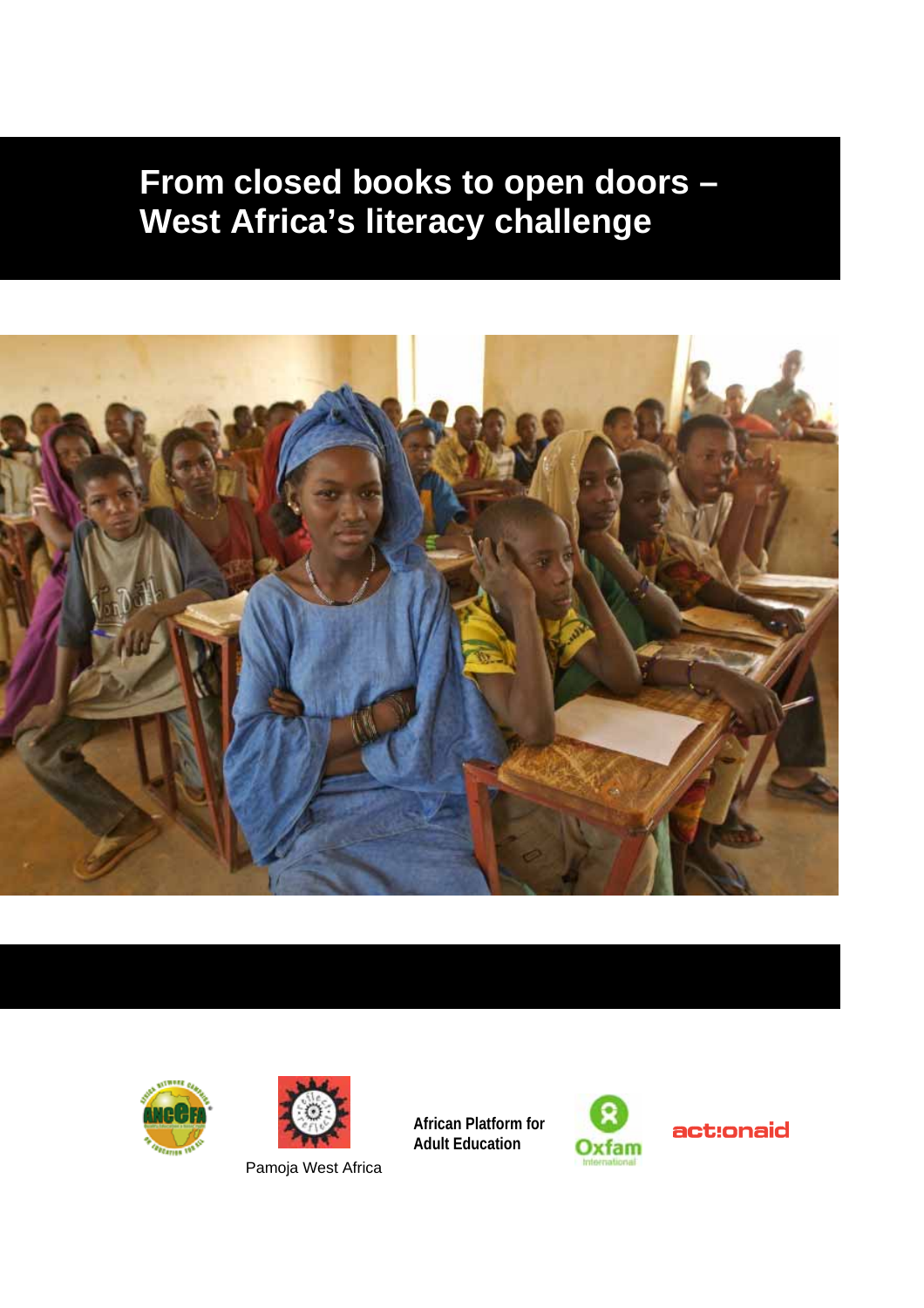# From closed books to open doors – West Africa's literacy challenge

Pamoja West Africa

African Platform for Adult Education

Oxfam International

actionaid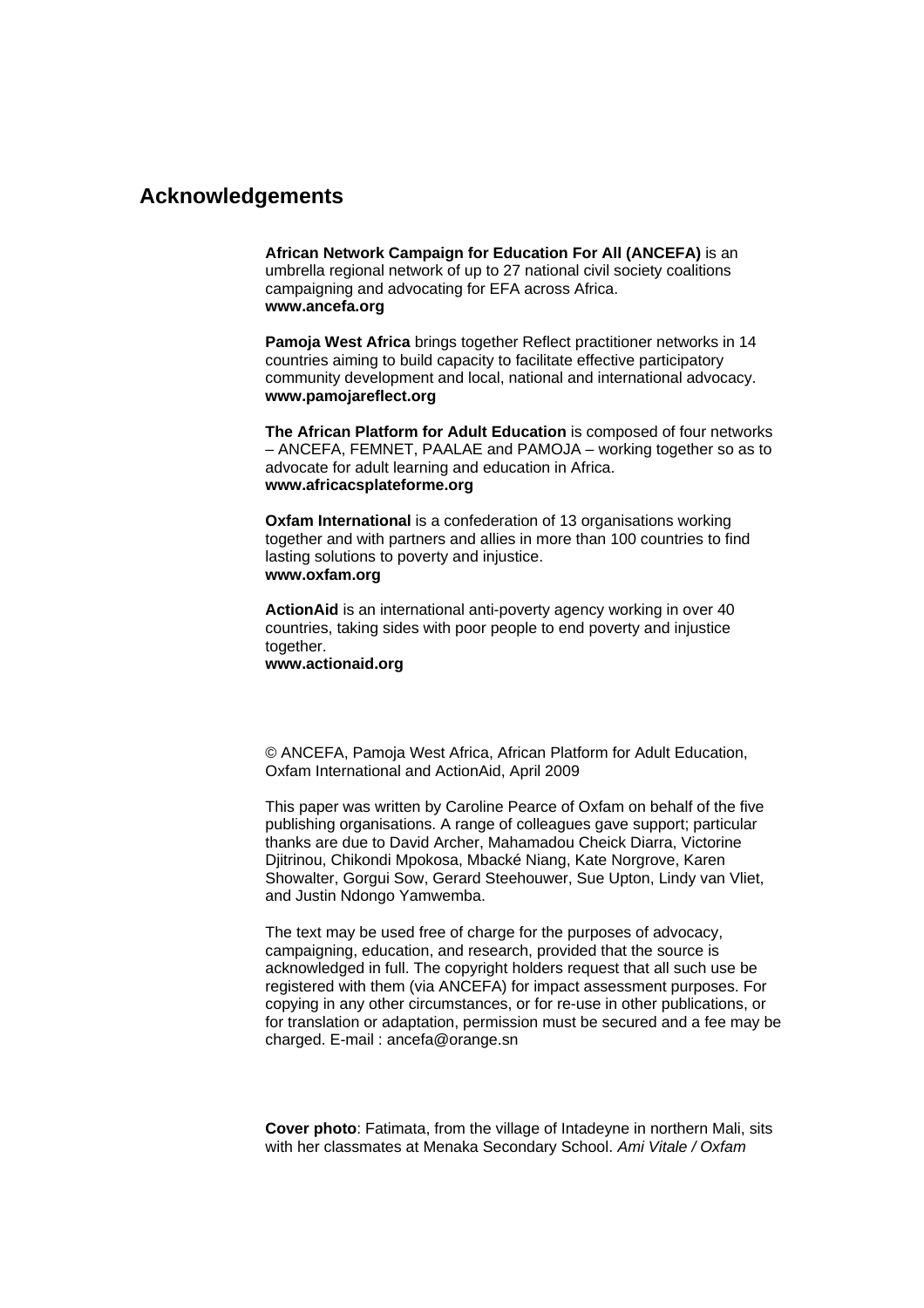## Acknowledgements

**African Network Campaign for Education For All (ANCEFA)** is an umbrella regional network of up to 27 national civil society coalitions campaigning and advocating for EFA across Africa.
**www.ancefa.org**

**Pamoja West Africa** brings together Reflect practitioner networks in 14 countries aiming to build capacity to facilitate effective participatory community development and local, national and international advocacy.
**www.pamojareflect.org**

**The African Platform for Adult Education** is composed of four networks – ANCEFA, FEMNET, PAALAE and PAMOJA – working together so as to advocate for adult learning and education in Africa.
**www.africacsplateforme.org**

**Oxfam International** is a confederation of 13 organisations working together and with partners and allies in more than 100 countries to find lasting solutions to poverty and injustice.
**www.oxfam.org**

**ActionAid** is an international anti-poverty agency working in over 40 countries, taking sides with poor people to end poverty and injustice together.
**www.actionaid.org**

© ANCEFA, Pamoja West Africa, African Platform for Adult Education, Oxfam International and ActionAid, April 2009

This paper was written by Caroline Pearce of Oxfam on behalf of the five publishing organisations. A range of colleagues gave support; particular thanks are due to David Archer, Mahamadou Cheick Diarra, Victorine Djitrinou, Chikondi Mpokosa, Mbacké Niang, Kate Norgrove, Karen Showalter, Gorgui Sow, Gerard Steehouwer, Sue Upton, Lindy van Vliet, and Justin Ndongo Yamwemba.

The text may be used free of charge for the purposes of advocacy, campaigning, education, and research, provided that the source is acknowledged in full. The copyright holders request that all such use be registered with them (via ANCEFA) for impact assessment purposes. For copying in any other circumstances, or for re-use in other publications, or for translation or adaptation, permission must be secured and a fee may be charged. E-mail : ancefa@orange.sn

**Cover photo**: Fatimata, from the village of Intadeyne in northern Mali, sits with her classmates at Menaka Secondary School. *Ami Vitale / Oxfam*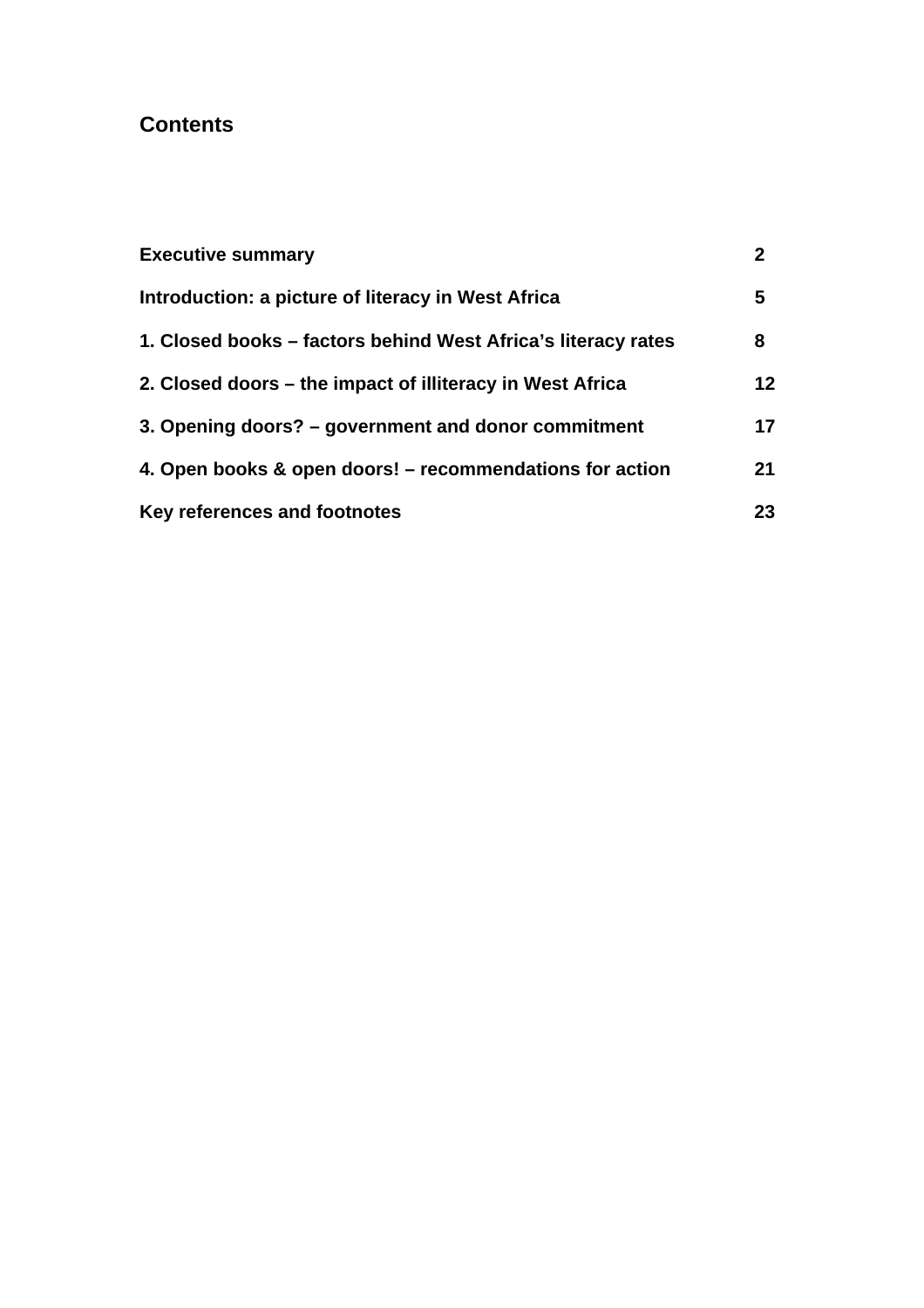## Contents

| | |
|---|---|
| **Executive summary** | **2** |
| **Introduction: a picture of literacy in West Africa** | **5** |
| **1. Closed books – factors behind West Africa's literacy rates** | **8** |
| **2. Closed doors – the impact of illiteracy in West Africa** | **12** |
| **3. Opening doors? – government and donor commitment** | **17** |
| **4. Open books & open doors! – recommendations for action** | **21** |
| **Key references and footnotes** | **23** |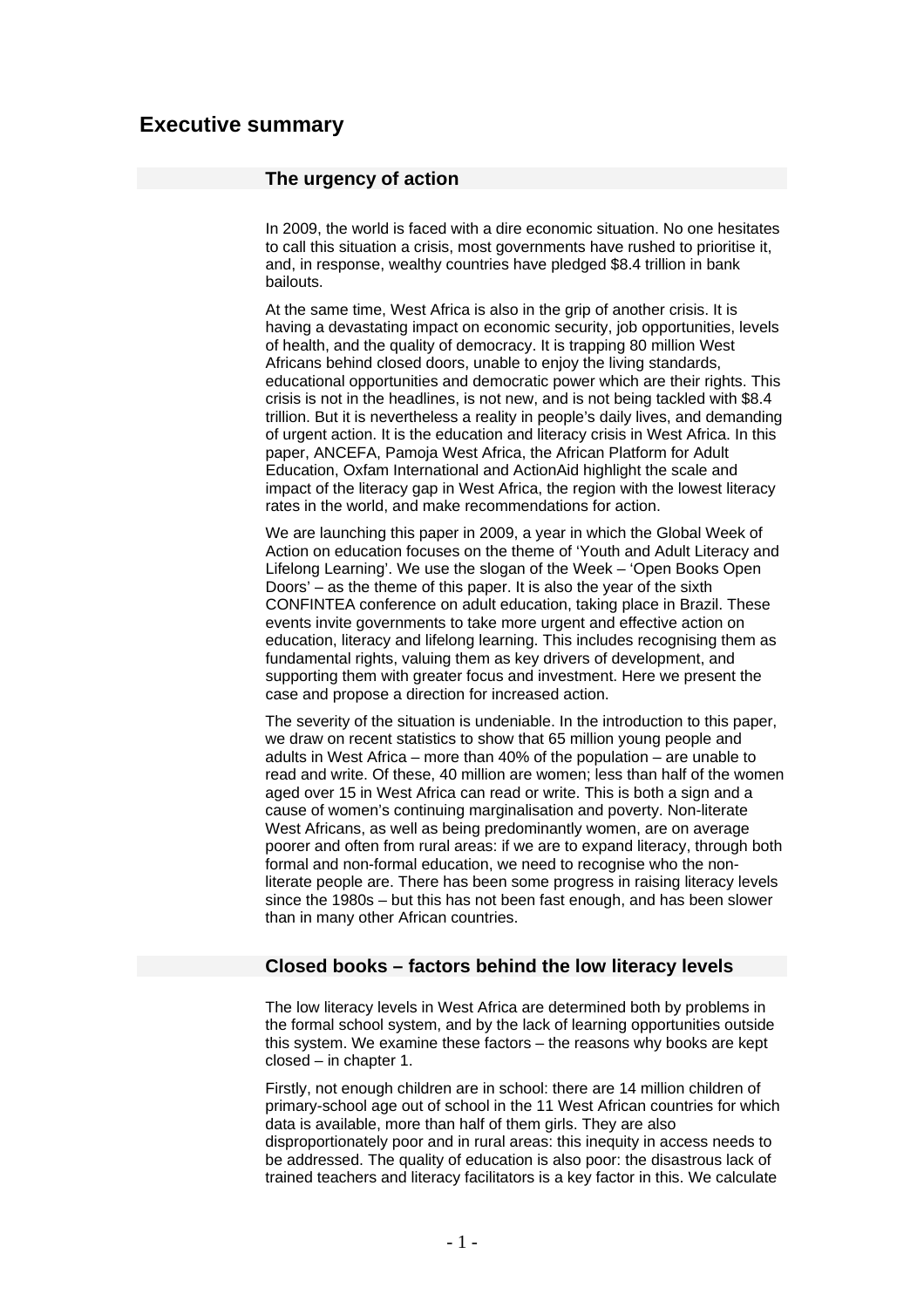# Executive summary

## The urgency of action

In 2009, the world is faced with a dire economic situation. No one hesitates to call this situation a crisis, most governments have rushed to prioritise it, and, in response, wealthy countries have pledged $8.4 trillion in bank bailouts.

At the same time, West Africa is also in the grip of another crisis. It is having a devastating impact on economic security, job opportunities, levels of health, and the quality of democracy. It is trapping 80 million West Africans behind closed doors, unable to enjoy the living standards, educational opportunities and democratic power which are their rights. This crisis is not in the headlines, is not new, and is not being tackled with $8.4 trillion. But it is nevertheless a reality in people's daily lives, and demanding of urgent action. It is the education and literacy crisis in West Africa. In this paper, ANCEFA, Pamoja West Africa, the African Platform for Adult Education, Oxfam International and ActionAid highlight the scale and impact of the literacy gap in West Africa, the region with the lowest literacy rates in the world, and make recommendations for action.

We are launching this paper in 2009, a year in which the Global Week of Action on education focuses on the theme of 'Youth and Adult Literacy and Lifelong Learning'. We use the slogan of the Week – 'Open Books Open Doors' – as the theme of this paper. It is also the year of the sixth CONFINTEA conference on adult education, taking place in Brazil. These events invite governments to take more urgent and effective action on education, literacy and lifelong learning. This includes recognising them as fundamental rights, valuing them as key drivers of development, and supporting them with greater focus and investment. Here we present the case and propose a direction for increased action.

The severity of the situation is undeniable. In the introduction to this paper, we draw on recent statistics to show that 65 million young people and adults in West Africa – more than 40% of the population – are unable to read and write. Of these, 40 million are women; less than half of the women aged over 15 in West Africa can read or write. This is both a sign and a cause of women's continuing marginalisation and poverty. Non-literate West Africans, as well as being predominantly women, are on average poorer and often from rural areas: if we are to expand literacy, through both formal and non-formal education, we need to recognise who the non-literate people are. There has been some progress in raising literacy levels since the 1980s – but this has not been fast enough, and has been slower than in many other African countries.

## Closed books – factors behind the low literacy levels

The low literacy levels in West Africa are determined both by problems in the formal school system, and by the lack of learning opportunities outside this system. We examine these factors – the reasons why books are kept closed – in chapter 1.

Firstly, not enough children are in school: there are 14 million children of primary-school age out of school in the 11 West African countries for which data is available, more than half of them girls. They are also disproportionately poor and in rural areas: this inequity in access needs to be addressed. The quality of education is also poor: the disastrous lack of trained teachers and literacy facilitators is a key factor in this. We calculate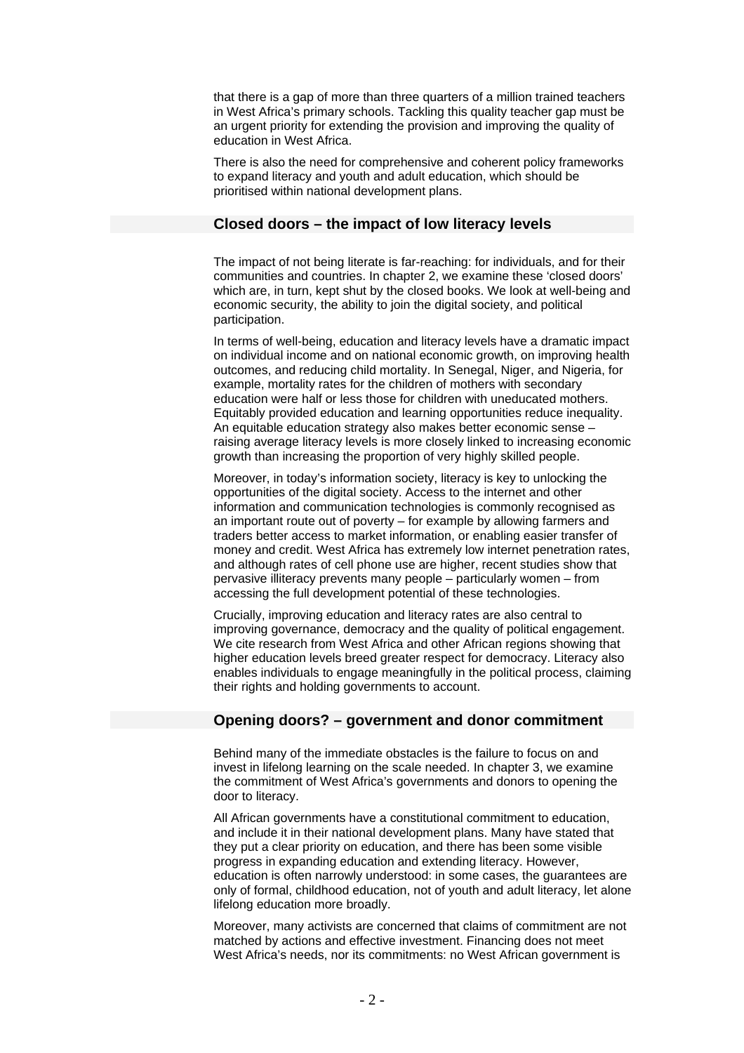that there is a gap of more than three quarters of a million trained teachers in West Africa's primary schools. Tackling this quality teacher gap must be an urgent priority for extending the provision and improving the quality of education in West Africa.

There is also the need for comprehensive and coherent policy frameworks to expand literacy and youth and adult education, which should be prioritised within national development plans.

## Closed doors – the impact of low literacy levels

The impact of not being literate is far-reaching: for individuals, and for their communities and countries. In chapter 2, we examine these 'closed doors' which are, in turn, kept shut by the closed books. We look at well-being and economic security, the ability to join the digital society, and political participation.

In terms of well-being, education and literacy levels have a dramatic impact on individual income and on national economic growth, on improving health outcomes, and reducing child mortality. In Senegal, Niger, and Nigeria, for example, mortality rates for the children of mothers with secondary education were half or less those for children with uneducated mothers. Equitably provided education and learning opportunities reduce inequality. An equitable education strategy also makes better economic sense – raising average literacy levels is more closely linked to increasing economic growth than increasing the proportion of very highly skilled people.

Moreover, in today's information society, literacy is key to unlocking the opportunities of the digital society. Access to the internet and other information and communication technologies is commonly recognised as an important route out of poverty – for example by allowing farmers and traders better access to market information, or enabling easier transfer of money and credit. West Africa has extremely low internet penetration rates, and although rates of cell phone use are higher, recent studies show that pervasive illiteracy prevents many people – particularly women – from accessing the full development potential of these technologies.

Crucially, improving education and literacy rates are also central to improving governance, democracy and the quality of political engagement. We cite research from West Africa and other African regions showing that higher education levels breed greater respect for democracy. Literacy also enables individuals to engage meaningfully in the political process, claiming their rights and holding governments to account.

## Opening doors? – government and donor commitment

Behind many of the immediate obstacles is the failure to focus on and invest in lifelong learning on the scale needed. In chapter 3, we examine the commitment of West Africa's governments and donors to opening the door to literacy.

All African governments have a constitutional commitment to education, and include it in their national development plans. Many have stated that they put a clear priority on education, and there has been some visible progress in expanding education and extending literacy. However, education is often narrowly understood: in some cases, the guarantees are only of formal, childhood education, not of youth and adult literacy, let alone lifelong education more broadly.

Moreover, many activists are concerned that claims of commitment are not matched by actions and effective investment. Financing does not meet West Africa's needs, nor its commitments: no West African government is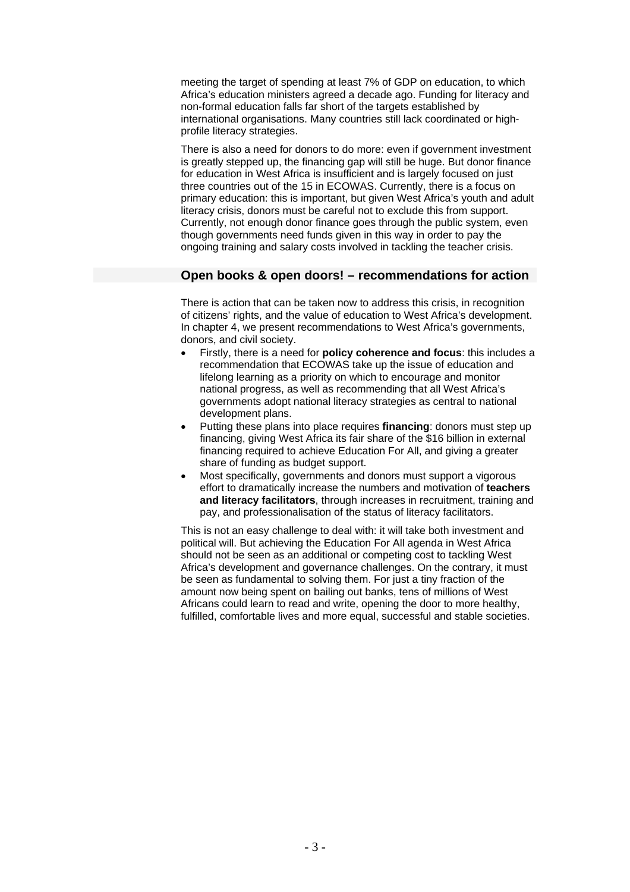meeting the target of spending at least 7% of GDP on education, to which Africa's education ministers agreed a decade ago. Funding for literacy and non-formal education falls far short of the targets established by international organisations. Many countries still lack coordinated or high-profile literacy strategies.

There is also a need for donors to do more: even if government investment is greatly stepped up, the financing gap will still be huge. But donor finance for education in West Africa is insufficient and is largely focused on just three countries out of the 15 in ECOWAS. Currently, there is a focus on primary education: this is important, but given West Africa's youth and adult literacy crisis, donors must be careful not to exclude this from support. Currently, not enough donor finance goes through the public system, even though governments need funds given in this way in order to pay the ongoing training and salary costs involved in tackling the teacher crisis.

## Open books & open doors! – recommendations for action

There is action that can be taken now to address this crisis, in recognition of citizens' rights, and the value of education to West Africa's development. In chapter 4, we present recommendations to West Africa's governments, donors, and civil society.

- Firstly, there is a need for **policy coherence and focus**: this includes a recommendation that ECOWAS take up the issue of education and lifelong learning as a priority on which to encourage and monitor national progress, as well as recommending that all West Africa's governments adopt national literacy strategies as central to national development plans.
- Putting these plans into place requires **financing**: donors must step up financing, giving West Africa its fair share of the $16 billion in external financing required to achieve Education For All, and giving a greater share of funding as budget support.
- Most specifically, governments and donors must support a vigorous effort to dramatically increase the numbers and motivation of **teachers and literacy facilitators**, through increases in recruitment, training and pay, and professionalisation of the status of literacy facilitators.

This is not an easy challenge to deal with: it will take both investment and political will. But achieving the Education For All agenda in West Africa should not be seen as an additional or competing cost to tackling West Africa's development and governance challenges. On the contrary, it must be seen as fundamental to solving them. For just a tiny fraction of the amount now being spent on bailing out banks, tens of millions of West Africans could learn to read and write, opening the door to more healthy, fulfilled, comfortable lives and more equal, successful and stable societies.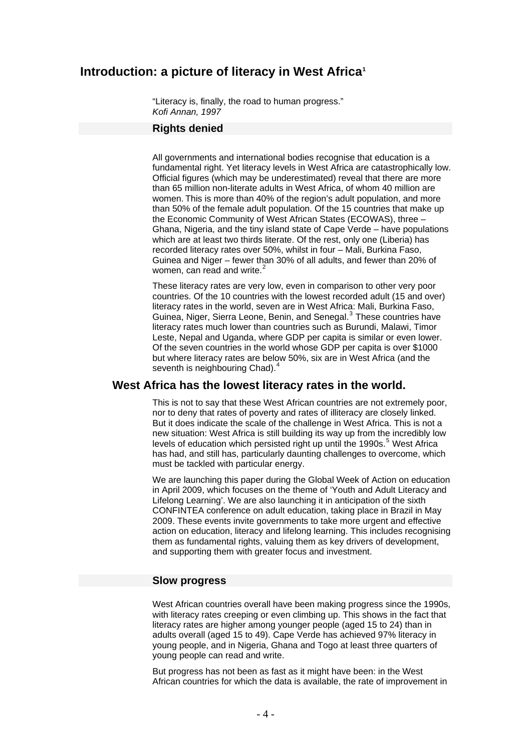# Introduction: a picture of literacy in West Africa[1]

"Literacy is, finally, the road to human progress."
*Kofi Annan, 1997*

### Rights denied

All governments and international bodies recognise that education is a fundamental right. Yet literacy levels in West Africa are catastrophically low. Official figures (which may be underestimated) reveal that there are more than 65 million non-literate adults in West Africa, of whom 40 million are women. This is more than 40% of the region's adult population, and more than 50% of the female adult population. Of the 15 countries that make up the Economic Community of West African States (ECOWAS), three – Ghana, Nigeria, and the tiny island state of Cape Verde – have populations which are at least two thirds literate. Of the rest, only one (Liberia) has recorded literacy rates over 50%, whilst in four – Mali, Burkina Faso, Guinea and Niger – fewer than 30% of all adults, and fewer than 20% of women, can read and write.[2]

These literacy rates are very low, even in comparison to other very poor countries. Of the 10 countries with the lowest recorded adult (15 and over) literacy rates in the world, seven are in West Africa: Mali, Burkina Faso, Guinea, Niger, Sierra Leone, Benin, and Senegal.[3] These countries have literacy rates much lower than countries such as Burundi, Malawi, Timor Leste, Nepal and Uganda, where GDP per capita is similar or even lower. Of the seven countries in the world whose GDP per capita is over $1000 but where literacy rates are below 50%, six are in West Africa (and the seventh is neighbouring Chad).[4]

## West Africa has the lowest literacy rates in the world.

This is not to say that these West African countries are not extremely poor, nor to deny that rates of poverty and rates of illiteracy are closely linked. But it does indicate the scale of the challenge in West Africa. This is not a new situation: West Africa is still building its way up from the incredibly low levels of education which persisted right up until the 1990s.[5] West Africa has had, and still has, particularly daunting challenges to overcome, which must be tackled with particular energy.

We are launching this paper during the Global Week of Action on education in April 2009, which focuses on the theme of 'Youth and Adult Literacy and Lifelong Learning'. We are also launching it in anticipation of the sixth CONFINTEA conference on adult education, taking place in Brazil in May 2009. These events invite governments to take more urgent and effective action on education, literacy and lifelong learning. This includes recognising them as fundamental rights, valuing them as key drivers of development, and supporting them with greater focus and investment.

### Slow progress

West African countries overall have been making progress since the 1990s, with literacy rates creeping or even climbing up. This shows in the fact that literacy rates are higher among younger people (aged 15 to 24) than in adults overall (aged 15 to 49). Cape Verde has achieved 97% literacy in young people, and in Nigeria, Ghana and Togo at least three quarters of young people can read and write.

But progress has not been as fast as it might have been: in the West African countries for which the data is available, the rate of improvement in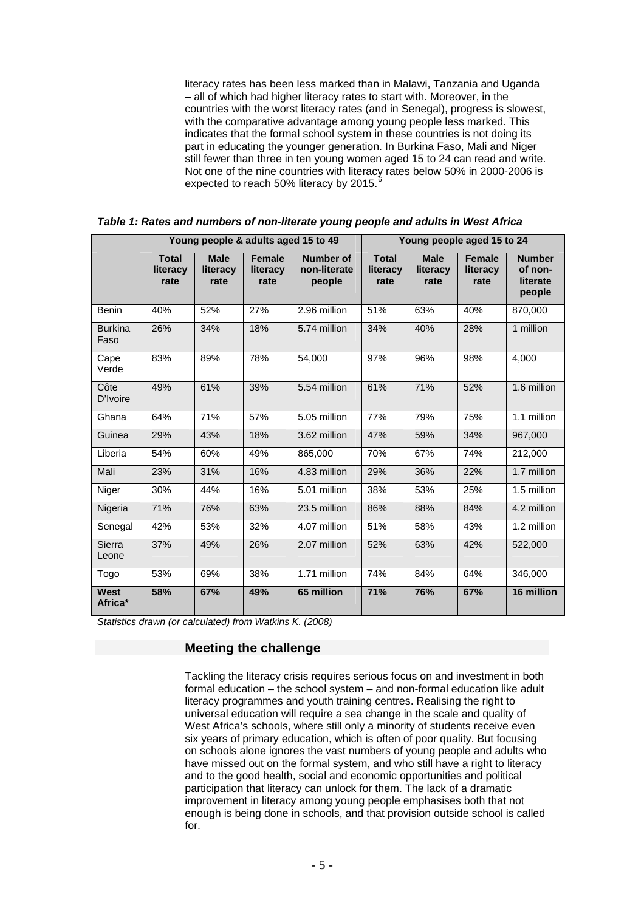literacy rates has been less marked than in Malawi, Tanzania and Uganda – all of which had higher literacy rates to start with. Moreover, in the countries with the worst literacy rates (and in Senegal), progress is slowest, with the comparative advantage among young people less marked. This indicates that the formal school system in these countries is not doing its part in educating the younger generation. In Burkina Faso, Mali and Niger still fewer than three in ten young women aged 15 to 24 can read and write. Not one of the nine countries with literacy rates below 50% in 2000-2006 is expected to reach 50% literacy by 2015.[6]

***Table 1: Rates and numbers of non-literate young people and adults in West Africa***

| | Young people & adults aged 15 to 49 | | | | Young people aged 15 to 24 | | | |
|---|---|---|---|---|---|---|---|---|
| | **Total literacy rate** | **Male literacy rate** | **Female literacy rate** | **Number of non-literate people** | **Total literacy rate** | **Male literacy rate** | **Female literacy rate** | **Number of non-literate people** |
| Benin | 40% | 52% | 27% | 2.96 million | 51% | 63% | 40% | 870,000 |
| Burkina Faso | 26% | 34% | 18% | 5.74 million | 34% | 40% | 28% | 1 million |
| Cape Verde | 83% | 89% | 78% | 54,000 | 97% | 96% | 98% | 4,000 |
| Côte D'Ivoire | 49% | 61% | 39% | 5.54 million | 61% | 71% | 52% | 1.6 million |
| Ghana | 64% | 71% | 57% | 5.05 million | 77% | 79% | 75% | 1.1 million |
| Guinea | 29% | 43% | 18% | 3.62 million | 47% | 59% | 34% | 967,000 |
| Liberia | 54% | 60% | 49% | 865,000 | 70% | 67% | 74% | 212,000 |
| Mali | 23% | 31% | 16% | 4.83 million | 29% | 36% | 22% | 1.7 million |
| Niger | 30% | 44% | 16% | 5.01 million | 38% | 53% | 25% | 1.5 million |
| Nigeria | 71% | 76% | 63% | 23.5 million | 86% | 88% | 84% | 4.2 million |
| Senegal | 42% | 53% | 32% | 4.07 million | 51% | 58% | 43% | 1.2 million |
| Sierra Leone | 37% | 49% | 26% | 2.07 million | 52% | 63% | 42% | 522,000 |
| Togo | 53% | 69% | 38% | 1.71 million | 74% | 84% | 64% | 346,000 |
| **West Africa*** | **58%** | **67%** | **49%** | **65 million** | **71%** | **76%** | **67%** | **16 million** |

*Statistics drawn (or calculated) from Watkins K. (2008)*

## Meeting the challenge

Tackling the literacy crisis requires serious focus on and investment in both formal education – the school system – and non-formal education like adult literacy programmes and youth training centres. Realising the right to universal education will require a sea change in the scale and quality of West Africa's schools, where still only a minority of students receive even six years of primary education, which is often of poor quality. But focusing on schools alone ignores the vast numbers of young people and adults who have missed out on the formal system, and who still have a right to literacy and to the good health, social and economic opportunities and political participation that literacy can unlock for them. The lack of a dramatic improvement in literacy among young people emphasises both that not enough is being done in schools, and that provision outside school is called for.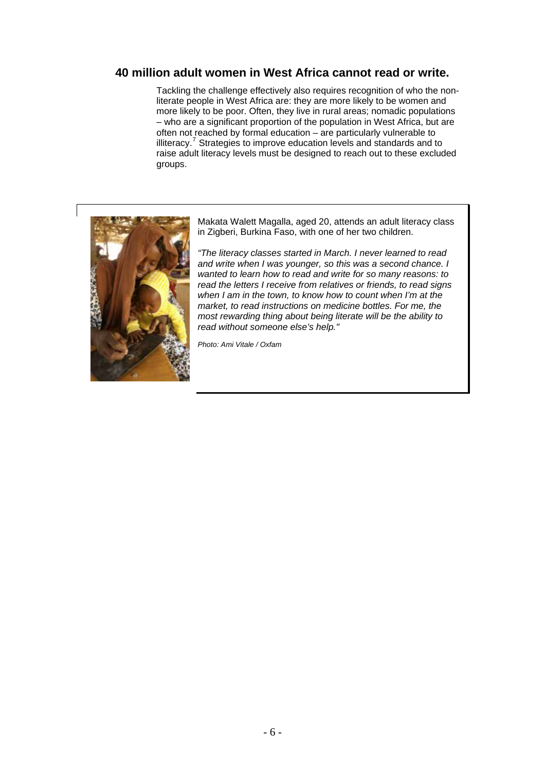## 40 million adult women in West Africa cannot read or write.

Tackling the challenge effectively also requires recognition of who the non-literate people in West Africa are: they are more likely to be women and more likely to be poor. Often, they live in rural areas; nomadic populations – who are a significant proportion of the population in West Africa, but are often not reached by formal education – are particularly vulnerable to illiteracy.[7] Strategies to improve education levels and standards and to raise adult literacy levels must be designed to reach out to these excluded groups.

Makata Walett Magalla, aged 20, attends an adult literacy class in Zigberi, Burkina Faso, with one of her two children.

*"The literacy classes started in March. I never learned to read and write when I was younger, so this was a second chance. I wanted to learn how to read and write for so many reasons: to read the letters I receive from relatives or friends, to read signs when I am in the town, to know how to count when I'm at the market, to read instructions on medicine bottles. For me, the most rewarding thing about being literate will be the ability to read without someone else's help."*

*Photo: Ami Vitale / Oxfam*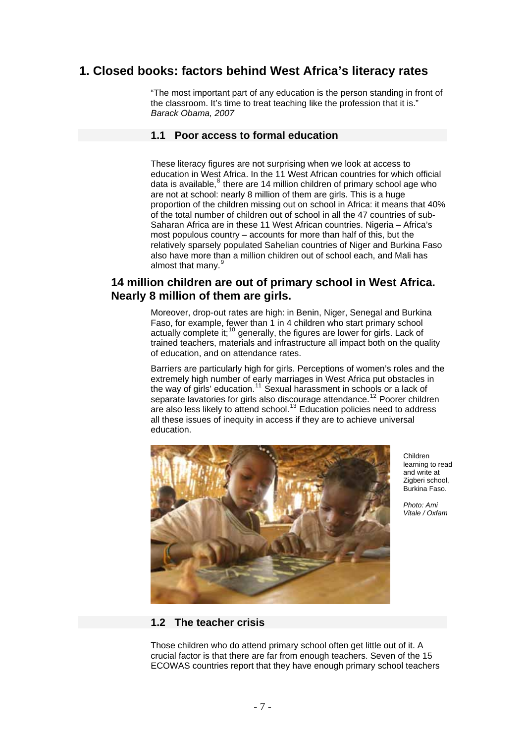# 1. Closed books: factors behind West Africa's literacy rates

"The most important part of any education is the person standing in front of the classroom. It's time to treat teaching like the profession that it is."
*Barack Obama, 2007*

## 1.1 Poor access to formal education

These literacy figures are not surprising when we look at access to education in West Africa. In the 11 West African countries for which official data is available,[8] there are 14 million children of primary school age who are not at school: nearly 8 million of them are girls. This is a huge proportion of the children missing out on school in Africa: it means that 40% of the total number of children out of school in all the 47 countries of sub-Saharan Africa are in these 11 West African countries. Nigeria – Africa's most populous country – accounts for more than half of this, but the relatively sparsely populated Sahelian countries of Niger and Burkina Faso also have more than a million children out of school each, and Mali has almost that many.[9]

## 14 million children are out of primary school in West Africa. Nearly 8 million of them are girls.

Moreover, drop-out rates are high: in Benin, Niger, Senegal and Burkina Faso, for example, fewer than 1 in 4 children who start primary school actually complete it;[10] generally, the figures are lower for girls. Lack of trained teachers, materials and infrastructure all impact both on the quality of education, and on attendance rates.

Barriers are particularly high for girls. Perceptions of women's roles and the extremely high number of early marriages in West Africa put obstacles in the way of girls' education.[11] Sexual harassment in schools or a lack of separate lavatories for girls also discourage attendance.[12] Poorer children are also less likely to attend school.[13] Education policies need to address all these issues of inequity in access if they are to achieve universal education.

Children learning to read and write at Zigberi school, Burkina Faso.

*Photo: Ami Vitale / Oxfam*

## 1.2 The teacher crisis

Those children who do attend primary school often get little out of it. A crucial factor is that there are far from enough teachers. Seven of the 15 ECOWAS countries report that they have enough primary school teachers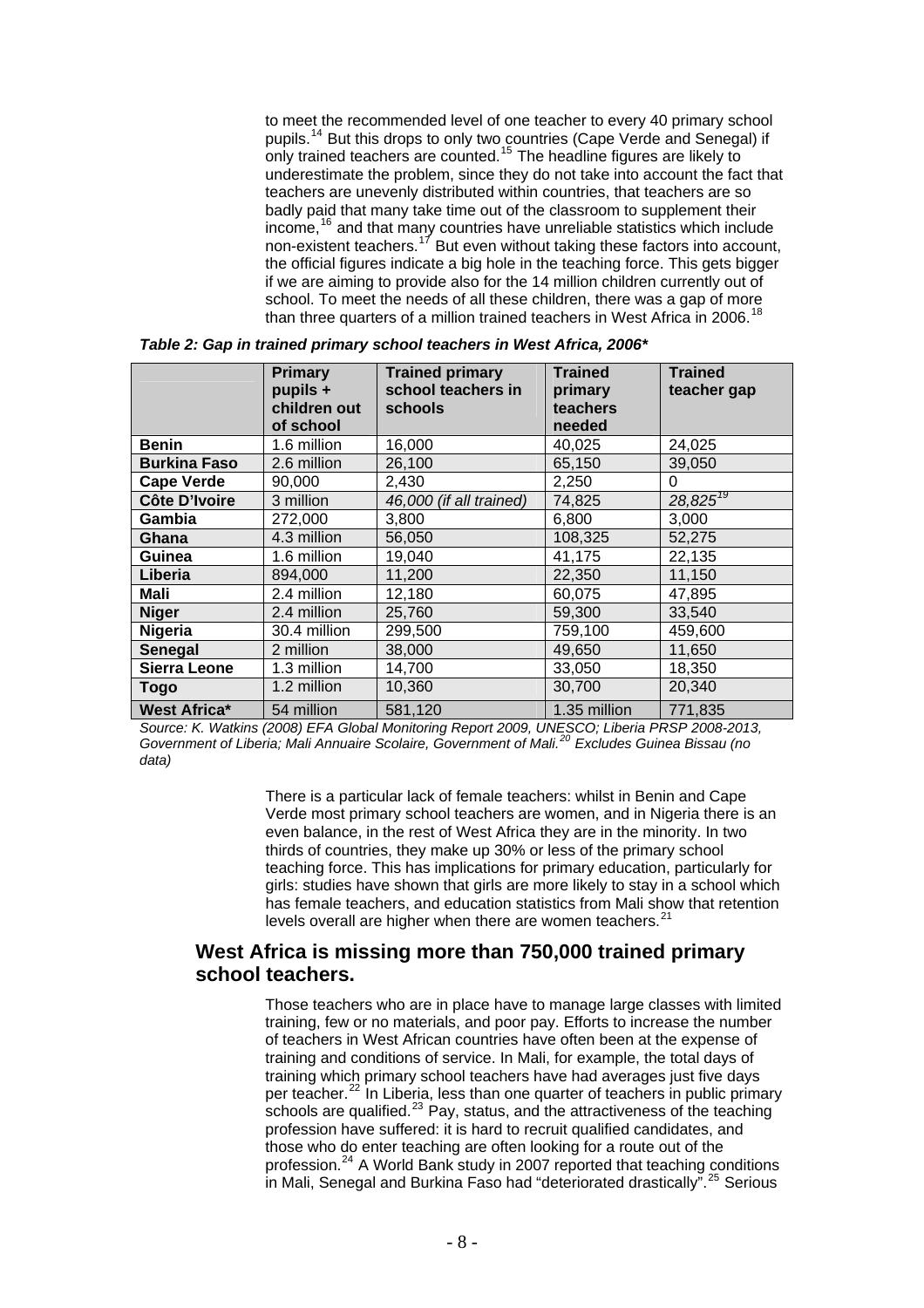to meet the recommended level of one teacher to every 40 primary school pupils.[14] But this drops to only two countries (Cape Verde and Senegal) if only trained teachers are counted.[15] The headline figures are likely to underestimate the problem, since they do not take into account the fact that teachers are unevenly distributed within countries, that teachers are so badly paid that many take time out of the classroom to supplement their income,[16] and that many countries have unreliable statistics which include non-existent teachers.[17] But even without taking these factors into account, the official figures indicate a big hole in the teaching force. This gets bigger if we are aiming to provide also for the 14 million children currently out of school. To meet the needs of all these children, there was a gap of more than three quarters of a million trained teachers in West Africa in 2006.[18]

***Table 2: Gap in trained primary school teachers in West Africa, 2006****

| | **Primary pupils + children out of school** | **Trained primary school teachers in schools** | **Trained primary teachers needed** | **Trained teacher gap** |
|---|---|---|---|---|
| **Benin** | 1.6 million | 16,000 | 40,025 | 24,025 |
| **Burkina Faso** | 2.6 million | 26,100 | 65,150 | 39,050 |
| **Cape Verde** | 90,000 | 2,430 | 2,250 | 0 |
| **Côte D'Ivoire** | 3 million | *46,000 (if all trained)* | 74,825 | *28,825*[19] |
| **Gambia** | 272,000 | 3,800 | 6,800 | 3,000 |
| **Ghana** | 4.3 million | 56,050 | 108,325 | 52,275 |
| **Guinea** | 1.6 million | 19,040 | 41,175 | 22,135 |
| **Liberia** | 894,000 | 11,200 | 22,350 | 11,150 |
| **Mali** | 2.4 million | 12,180 | 60,075 | 47,895 |
| **Niger** | 2.4 million | 25,760 | 59,300 | 33,540 |
| **Nigeria** | 30.4 million | 299,500 | 759,100 | 459,600 |
| **Senegal** | 2 million | 38,000 | 49,650 | 11,650 |
| **Sierra Leone** | 1.3 million | 14,700 | 33,050 | 18,350 |
| **Togo** | 1.2 million | 10,360 | 30,700 | 20,340 |
| **West Africa*** | 54 million | 581,120 | 1.35 million | 771,835 |

*Source: K. Watkins (2008) EFA Global Monitoring Report 2009, UNESCO; Liberia PRSP 2008-2013, Government of Liberia; Mali Annuaire Scolaire, Government of Mali.[20] Excludes Guinea Bissau (no data)*

There is a particular lack of female teachers: whilst in Benin and Cape Verde most primary school teachers are women, and in Nigeria there is an even balance, in the rest of West Africa they are in the minority. In two thirds of countries, they make up 30% or less of the primary school teaching force. This has implications for primary education, particularly for girls: studies have shown that girls are more likely to stay in a school which has female teachers, and education statistics from Mali show that retention levels overall are higher when there are women teachers.[21]

## West Africa is missing more than 750,000 trained primary school teachers.

Those teachers who are in place have to manage large classes with limited training, few or no materials, and poor pay. Efforts to increase the number of teachers in West African countries have often been at the expense of training and conditions of service. In Mali, for example, the total days of training which primary school teachers have had averages just five days per teacher.[22] In Liberia, less than one quarter of teachers in public primary schools are qualified.[23] Pay, status, and the attractiveness of the teaching profession have suffered: it is hard to recruit qualified candidates, and those who do enter teaching are often looking for a route out of the profession.[24] A World Bank study in 2007 reported that teaching conditions in Mali, Senegal and Burkina Faso had "deteriorated drastically".[25] Serious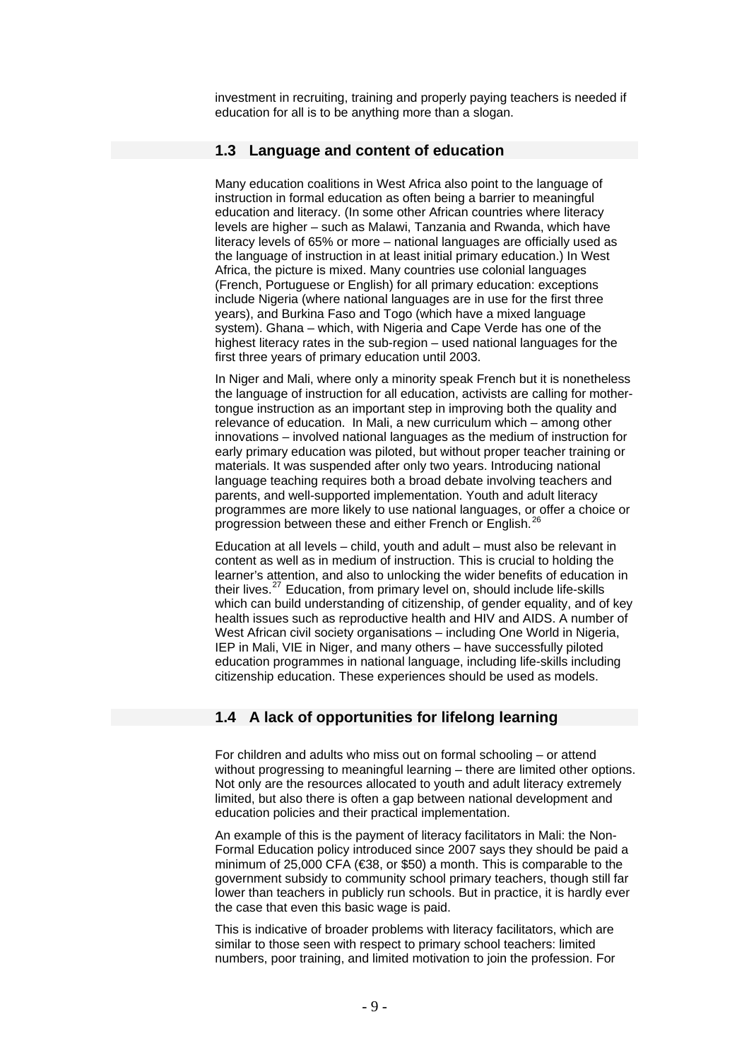investment in recruiting, training and properly paying teachers is needed if education for all is to be anything more than a slogan.

## 1.3 Language and content of education

Many education coalitions in West Africa also point to the language of instruction in formal education as often being a barrier to meaningful education and literacy. (In some other African countries where literacy levels are higher – such as Malawi, Tanzania and Rwanda, which have literacy levels of 65% or more – national languages are officially used as the language of instruction in at least initial primary education.) In West Africa, the picture is mixed. Many countries use colonial languages (French, Portuguese or English) for all primary education: exceptions include Nigeria (where national languages are in use for the first three years), and Burkina Faso and Togo (which have a mixed language system). Ghana – which, with Nigeria and Cape Verde has one of the highest literacy rates in the sub-region – used national languages for the first three years of primary education until 2003.

In Niger and Mali, where only a minority speak French but it is nonetheless the language of instruction for all education, activists are calling for mother-tongue instruction as an important step in improving both the quality and relevance of education. In Mali, a new curriculum which – among other innovations – involved national languages as the medium of instruction for early primary education was piloted, but without proper teacher training or materials. It was suspended after only two years. Introducing national language teaching requires both a broad debate involving teachers and parents, and well-supported implementation. Youth and adult literacy programmes are more likely to use national languages, or offer a choice or progression between these and either French or English.[26]

Education at all levels – child, youth and adult – must also be relevant in content as well as in medium of instruction. This is crucial to holding the learner's attention, and also to unlocking the wider benefits of education in their lives.[27] Education, from primary level on, should include life-skills which can build understanding of citizenship, of gender equality, and of key health issues such as reproductive health and HIV and AIDS. A number of West African civil society organisations – including One World in Nigeria, IEP in Mali, VIE in Niger, and many others – have successfully piloted education programmes in national language, including life-skills including citizenship education. These experiences should be used as models.

## 1.4 A lack of opportunities for lifelong learning

For children and adults who miss out on formal schooling – or attend without progressing to meaningful learning – there are limited other options. Not only are the resources allocated to youth and adult literacy extremely limited, but also there is often a gap between national development and education policies and their practical implementation.

An example of this is the payment of literacy facilitators in Mali: the Non-Formal Education policy introduced since 2007 says they should be paid a minimum of 25,000 CFA (€38, or $50) a month. This is comparable to the government subsidy to community school primary teachers, though still far lower than teachers in publicly run schools. But in practice, it is hardly ever the case that even this basic wage is paid.

This is indicative of broader problems with literacy facilitators, which are similar to those seen with respect to primary school teachers: limited numbers, poor training, and limited motivation to join the profession. For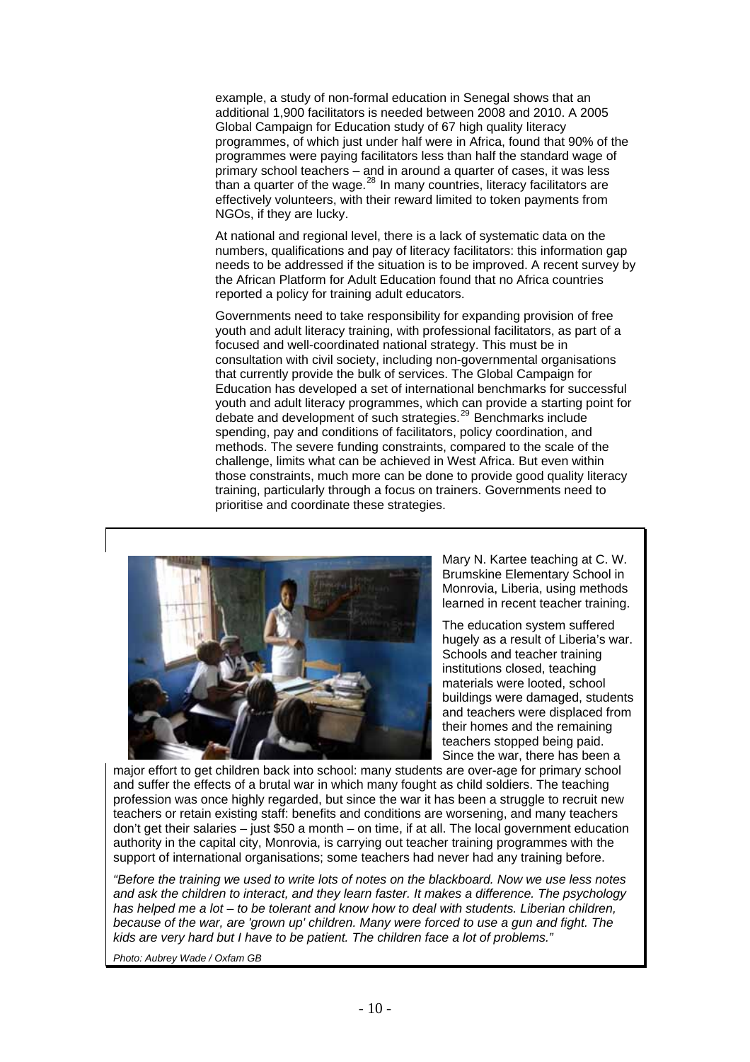example, a study of non-formal education in Senegal shows that an additional 1,900 facilitators is needed between 2008 and 2010. A 2005 Global Campaign for Education study of 67 high quality literacy programmes, of which just under half were in Africa, found that 90% of the programmes were paying facilitators less than half the standard wage of primary school teachers – and in around a quarter of cases, it was less than a quarter of the wage.[28] In many countries, literacy facilitators are effectively volunteers, with their reward limited to token payments from NGOs, if they are lucky.

At national and regional level, there is a lack of systematic data on the numbers, qualifications and pay of literacy facilitators: this information gap needs to be addressed if the situation is to be improved. A recent survey by the African Platform for Adult Education found that no Africa countries reported a policy for training adult educators.

Governments need to take responsibility for expanding provision of free youth and adult literacy training, with professional facilitators, as part of a focused and well-coordinated national strategy. This must be in consultation with civil society, including non-governmental organisations that currently provide the bulk of services. The Global Campaign for Education has developed a set of international benchmarks for successful youth and adult literacy programmes, which can provide a starting point for debate and development of such strategies.[29] Benchmarks include spending, pay and conditions of facilitators, policy coordination, and methods. The severe funding constraints, compared to the scale of the challenge, limits what can be achieved in West Africa. But even within those constraints, much more can be done to provide good quality literacy training, particularly through a focus on trainers. Governments need to prioritise and coordinate these strategies.

Mary N. Kartee teaching at C. W. Brumskine Elementary School in Monrovia, Liberia, using methods learned in recent teacher training.

The education system suffered hugely as a result of Liberia's war. Schools and teacher training institutions closed, teaching materials were looted, school buildings were damaged, students and teachers were displaced from their homes and the remaining teachers stopped being paid. Since the war, there has been a major effort to get children back into school: many students are over-age for primary school and suffer the effects of a brutal war in which many fought as child soldiers. The teaching profession was once highly regarded, but since the war it has been a struggle to recruit new teachers or retain existing staff: benefits and conditions are worsening, and many teachers don't get their salaries – just $50 a month – on time, if at all. The local government education authority in the capital city, Monrovia, is carrying out teacher training programmes with the support of international organisations; some teachers had never had any training before.

*"Before the training we used to write lots of notes on the blackboard. Now we use less notes and ask the children to interact, and they learn faster. It makes a difference. The psychology has helped me a lot – to be tolerant and know how to deal with students. Liberian children, because of the war, are 'grown up' children. Many were forced to use a gun and fight. The kids are very hard but I have to be patient. The children face a lot of problems."*

*Photo: Aubrey Wade / Oxfam GB*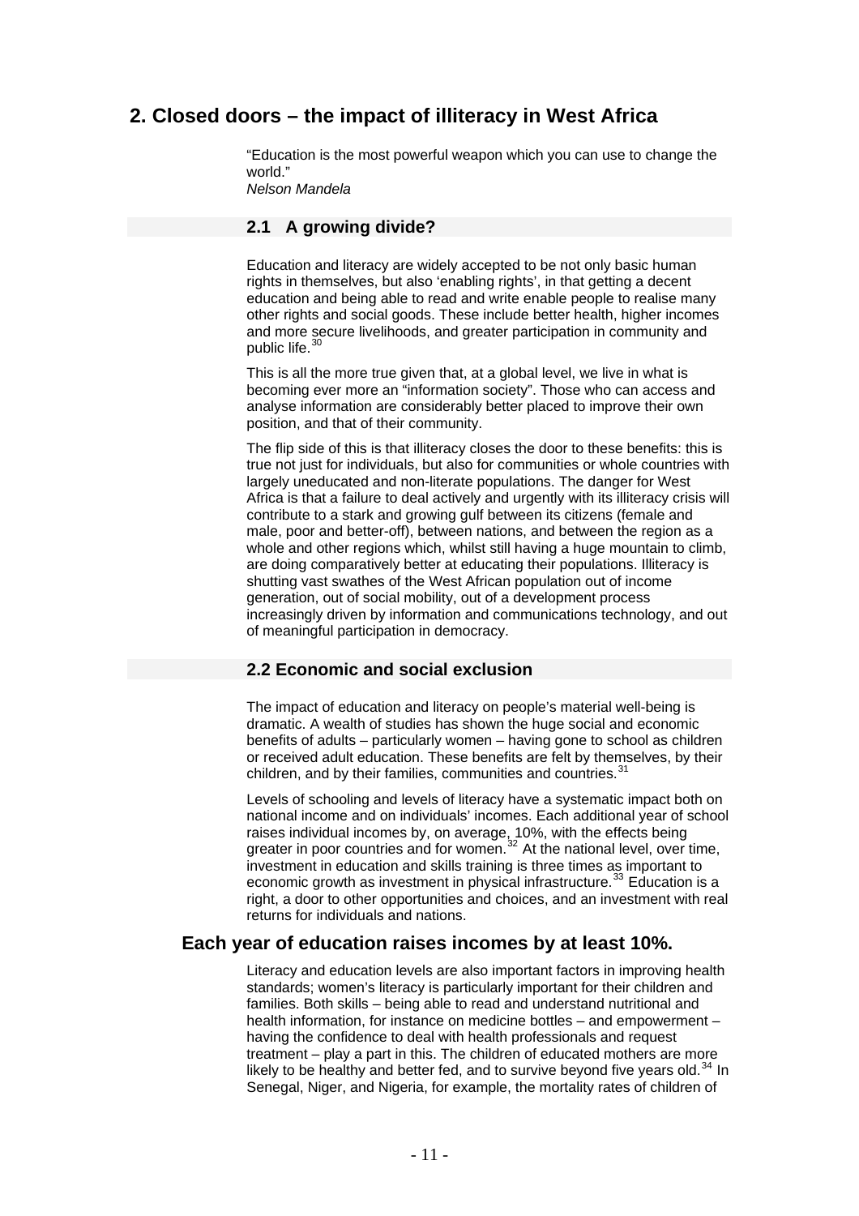## 2. Closed doors – the impact of illiteracy in West Africa

"Education is the most powerful weapon which you can use to change the world."
*Nelson Mandela*

### 2.1 A growing divide?

Education and literacy are widely accepted to be not only basic human rights in themselves, but also 'enabling rights', in that getting a decent education and being able to read and write enable people to realise many other rights and social goods. These include better health, higher incomes and more secure livelihoods, and greater participation in community and public life.[30]

This is all the more true given that, at a global level, we live in what is becoming ever more an "information society". Those who can access and analyse information are considerably better placed to improve their own position, and that of their community.

The flip side of this is that illiteracy closes the door to these benefits: this is true not just for individuals, but also for communities or whole countries with largely uneducated and non-literate populations. The danger for West Africa is that a failure to deal actively and urgently with its illiteracy crisis will contribute to a stark and growing gulf between its citizens (female and male, poor and better-off), between nations, and between the region as a whole and other regions which, whilst still having a huge mountain to climb, are doing comparatively better at educating their populations. Illiteracy is shutting vast swathes of the West African population out of income generation, out of social mobility, out of a development process increasingly driven by information and communications technology, and out of meaningful participation in democracy.

### 2.2 Economic and social exclusion

The impact of education and literacy on people's material well-being is dramatic. A wealth of studies has shown the huge social and economic benefits of adults – particularly women – having gone to school as children or received adult education. These benefits are felt by themselves, by their children, and by their families, communities and countries.[31]

Levels of schooling and levels of literacy have a systematic impact both on national income and on individuals' incomes. Each additional year of school raises individual incomes by, on average, 10%, with the effects being greater in poor countries and for women.[32] At the national level, over time, investment in education and skills training is three times as important to economic growth as investment in physical infrastructure.[33] Education is a right, a door to other opportunities and choices, and an investment with real returns for individuals and nations.

**Each year of education raises incomes by at least 10%.**

Literacy and education levels are also important factors in improving health standards; women's literacy is particularly important for their children and families. Both skills – being able to read and understand nutritional and health information, for instance on medicine bottles – and empowerment – having the confidence to deal with health professionals and request treatment – play a part in this. The children of educated mothers are more likely to be healthy and better fed, and to survive beyond five years old.[34] In Senegal, Niger, and Nigeria, for example, the mortality rates of children of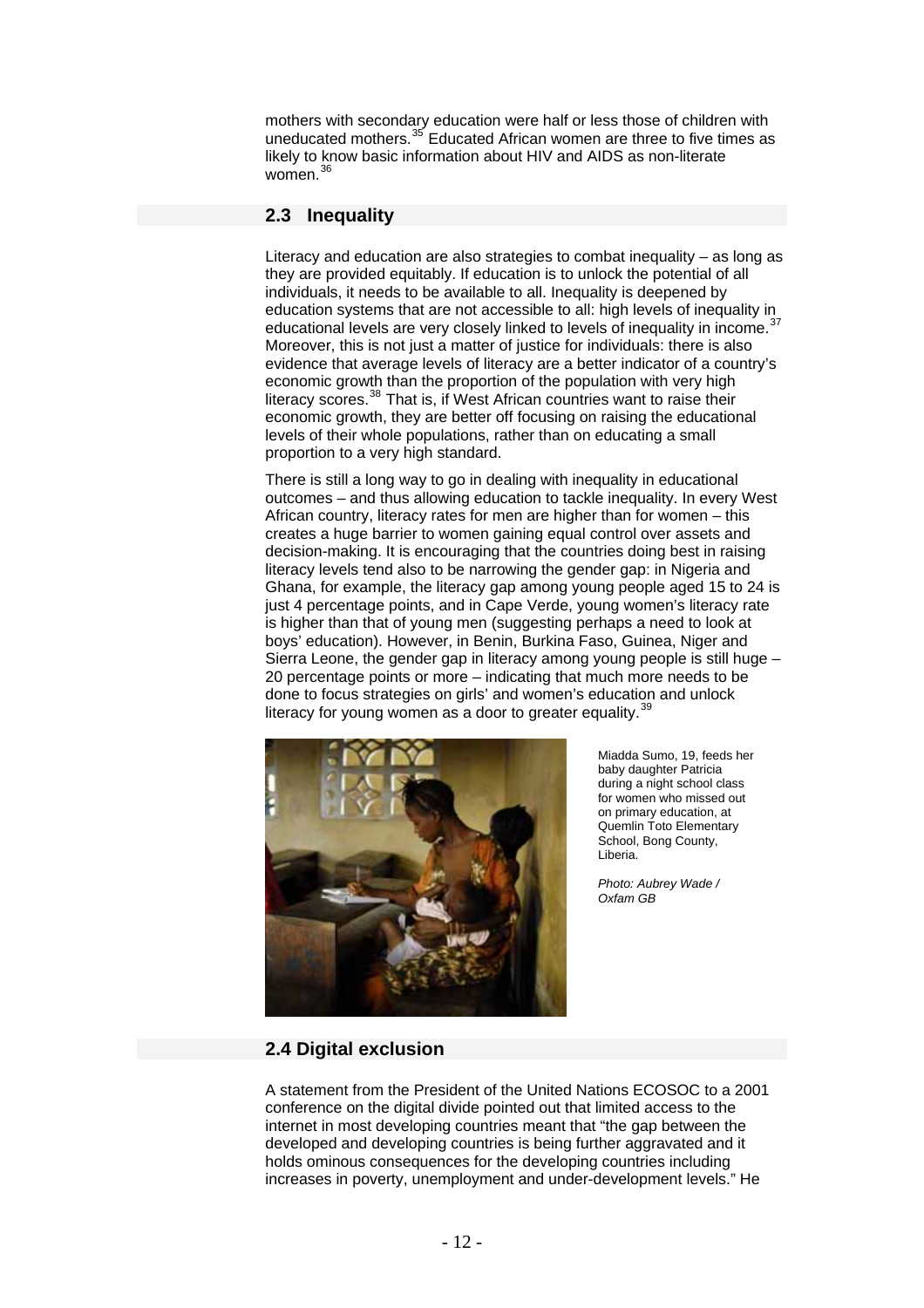mothers with secondary education were half or less those of children with uneducated mothers.[35] Educated African women are three to five times as likely to know basic information about HIV and AIDS as non-literate women.[36]

## 2.3 Inequality

Literacy and education are also strategies to combat inequality – as long as they are provided equitably. If education is to unlock the potential of all individuals, it needs to be available to all. Inequality is deepened by education systems that are not accessible to all: high levels of inequality in educational levels are very closely linked to levels of inequality in income.[37] Moreover, this is not just a matter of justice for individuals: there is also evidence that average levels of literacy are a better indicator of a country's economic growth than the proportion of the population with very high literacy scores.[38] That is, if West African countries want to raise their economic growth, they are better off focusing on raising the educational levels of their whole populations, rather than on educating a small proportion to a very high standard.

There is still a long way to go in dealing with inequality in educational outcomes – and thus allowing education to tackle inequality. In every West African country, literacy rates for men are higher than for women – this creates a huge barrier to women gaining equal control over assets and decision-making. It is encouraging that the countries doing best in raising literacy levels tend also to be narrowing the gender gap: in Nigeria and Ghana, for example, the literacy gap among young people aged 15 to 24 is just 4 percentage points, and in Cape Verde, young women's literacy rate is higher than that of young men (suggesting perhaps a need to look at boys' education). However, in Benin, Burkina Faso, Guinea, Niger and Sierra Leone, the gender gap in literacy among young people is still huge – 20 percentage points or more – indicating that much more needs to be done to focus strategies on girls' and women's education and unlock literacy for young women as a door to greater equality.[39]

Miadda Sumo, 19, feeds her baby daughter Patricia during a night school class for women who missed out on primary education, at Quemlin Toto Elementary School, Bong County, Liberia.

*Photo: Aubrey Wade / Oxfam GB*

## 2.4 Digital exclusion

A statement from the President of the United Nations ECOSOC to a 2001 conference on the digital divide pointed out that limited access to the internet in most developing countries meant that "the gap between the developed and developing countries is being further aggravated and it holds ominous consequences for the developing countries including increases in poverty, unemployment and under-development levels." He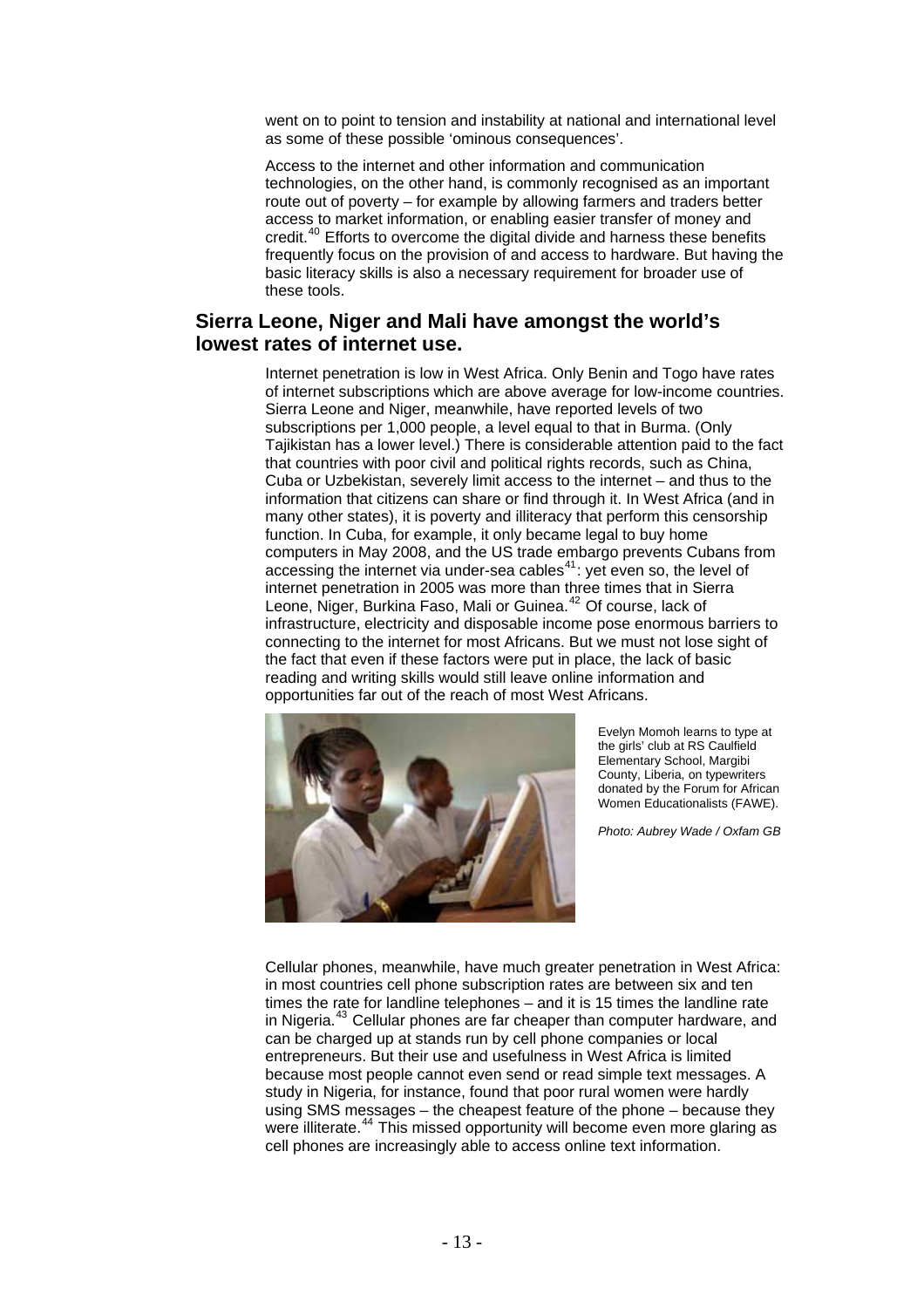went on to point to tension and instability at national and international level as some of these possible 'ominous consequences'.

Access to the internet and other information and communication technologies, on the other hand, is commonly recognised as an important route out of poverty – for example by allowing farmers and traders better access to market information, or enabling easier transfer of money and credit.[40] Efforts to overcome the digital divide and harness these benefits frequently focus on the provision of and access to hardware. But having the basic literacy skills is also a necessary requirement for broader use of these tools.

## Sierra Leone, Niger and Mali have amongst the world's lowest rates of internet use.

Internet penetration is low in West Africa. Only Benin and Togo have rates of internet subscriptions which are above average for low-income countries. Sierra Leone and Niger, meanwhile, have reported levels of two subscriptions per 1,000 people, a level equal to that in Burma. (Only Tajikistan has a lower level.) There is considerable attention paid to the fact that countries with poor civil and political rights records, such as China, Cuba or Uzbekistan, severely limit access to the internet – and thus to the information that citizens can share or find through it. In West Africa (and in many other states), it is poverty and illiteracy that perform this censorship function. In Cuba, for example, it only became legal to buy home computers in May 2008, and the US trade embargo prevents Cubans from accessing the internet via under-sea cables[41]: yet even so, the level of internet penetration in 2005 was more than three times that in Sierra Leone, Niger, Burkina Faso, Mali or Guinea.[42] Of course, lack of infrastructure, electricity and disposable income pose enormous barriers to connecting to the internet for most Africans. But we must not lose sight of the fact that even if these factors were put in place, the lack of basic reading and writing skills would still leave online information and opportunities far out of the reach of most West Africans.

Evelyn Momoh learns to type at the girls' club at RS Caulfield Elementary School, Margibi County, Liberia, on typewriters donated by the Forum for African Women Educationalists (FAWE).

*Photo: Aubrey Wade / Oxfam GB*

Cellular phones, meanwhile, have much greater penetration in West Africa: in most countries cell phone subscription rates are between six and ten times the rate for landline telephones – and it is 15 times the landline rate in Nigeria.[43] Cellular phones are far cheaper than computer hardware, and can be charged up at stands run by cell phone companies or local entrepreneurs. But their use and usefulness in West Africa is limited because most people cannot even send or read simple text messages. A study in Nigeria, for instance, found that poor rural women were hardly using SMS messages – the cheapest feature of the phone – because they were illiterate.[44] This missed opportunity will become even more glaring as cell phones are increasingly able to access online text information.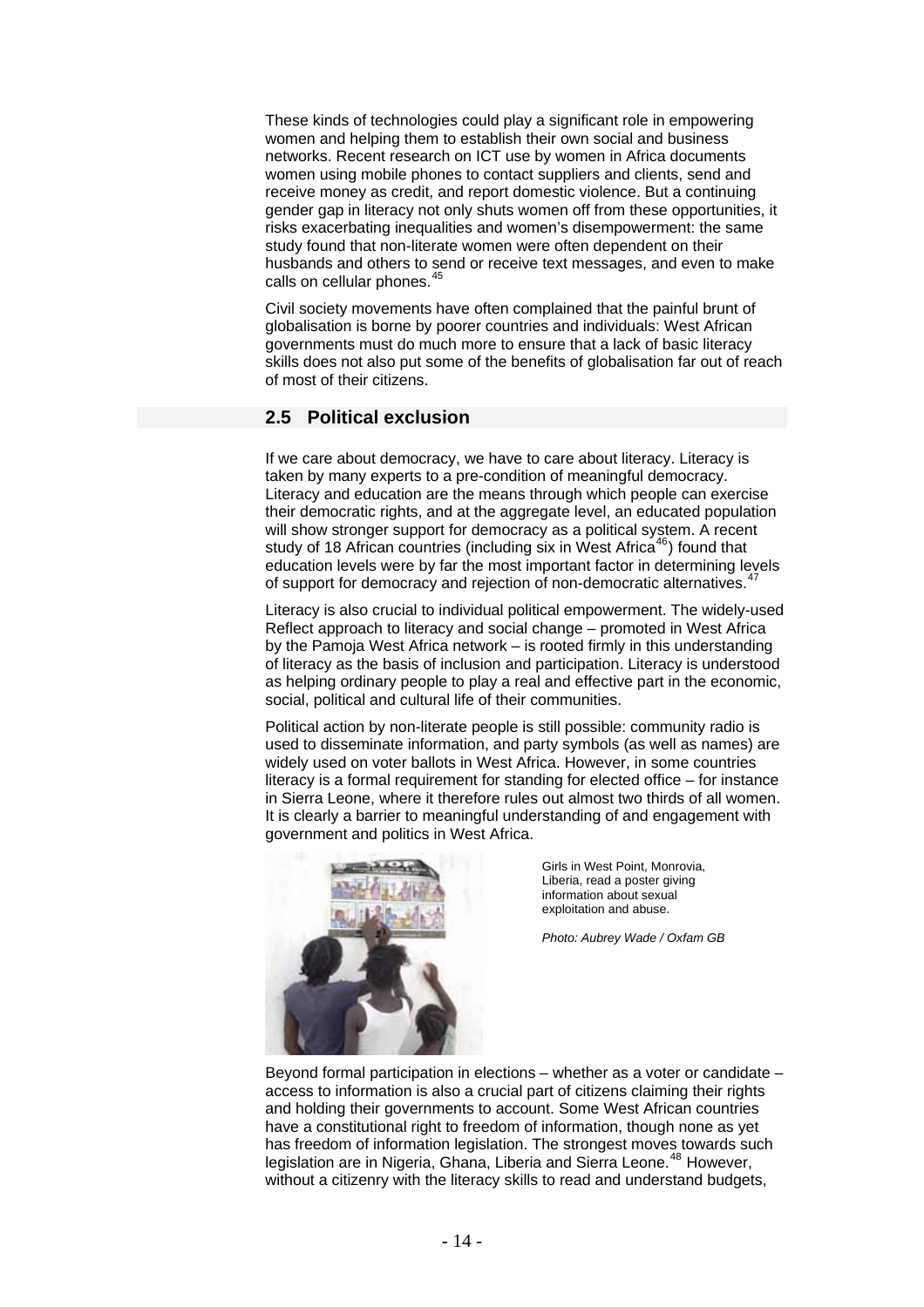These kinds of technologies could play a significant role in empowering women and helping them to establish their own social and business networks. Recent research on ICT use by women in Africa documents women using mobile phones to contact suppliers and clients, send and receive money as credit, and report domestic violence. But a continuing gender gap in literacy not only shuts women off from these opportunities, it risks exacerbating inequalities and women's disempowerment: the same study found that non-literate women were often dependent on their husbands and others to send or receive text messages, and even to make calls on cellular phones.[45]

Civil society movements have often complained that the painful brunt of globalisation is borne by poorer countries and individuals: West African governments must do much more to ensure that a lack of basic literacy skills does not also put some of the benefits of globalisation far out of reach of most of their citizens.

## 2.5 Political exclusion

If we care about democracy, we have to care about literacy. Literacy is taken by many experts to a pre-condition of meaningful democracy. Literacy and education are the means through which people can exercise their democratic rights, and at the aggregate level, an educated population will show stronger support for democracy as a political system. A recent study of 18 African countries (including six in West Africa[46]) found that education levels were by far the most important factor in determining levels of support for democracy and rejection of non-democratic alternatives.[47]

Literacy is also crucial to individual political empowerment. The widely-used Reflect approach to literacy and social change – promoted in West Africa by the Pamoja West Africa network – is rooted firmly in this understanding of literacy as the basis of inclusion and participation. Literacy is understood as helping ordinary people to play a real and effective part in the economic, social, political and cultural life of their communities.

Political action by non-literate people is still possible: community radio is used to disseminate information, and party symbols (as well as names) are widely used on voter ballots in West Africa. However, in some countries literacy is a formal requirement for standing for elected office – for instance in Sierra Leone, where it therefore rules out almost two thirds of all women. It is clearly a barrier to meaningful understanding of and engagement with government and politics in West Africa.

Girls in West Point, Monrovia, Liberia, read a poster giving information about sexual exploitation and abuse.

*Photo: Aubrey Wade / Oxfam GB*

Beyond formal participation in elections – whether as a voter or candidate – access to information is also a crucial part of citizens claiming their rights and holding their governments to account. Some West African countries have a constitutional right to freedom of information, though none as yet has freedom of information legislation. The strongest moves towards such legislation are in Nigeria, Ghana, Liberia and Sierra Leone.[48] However, without a citizenry with the literacy skills to read and understand budgets,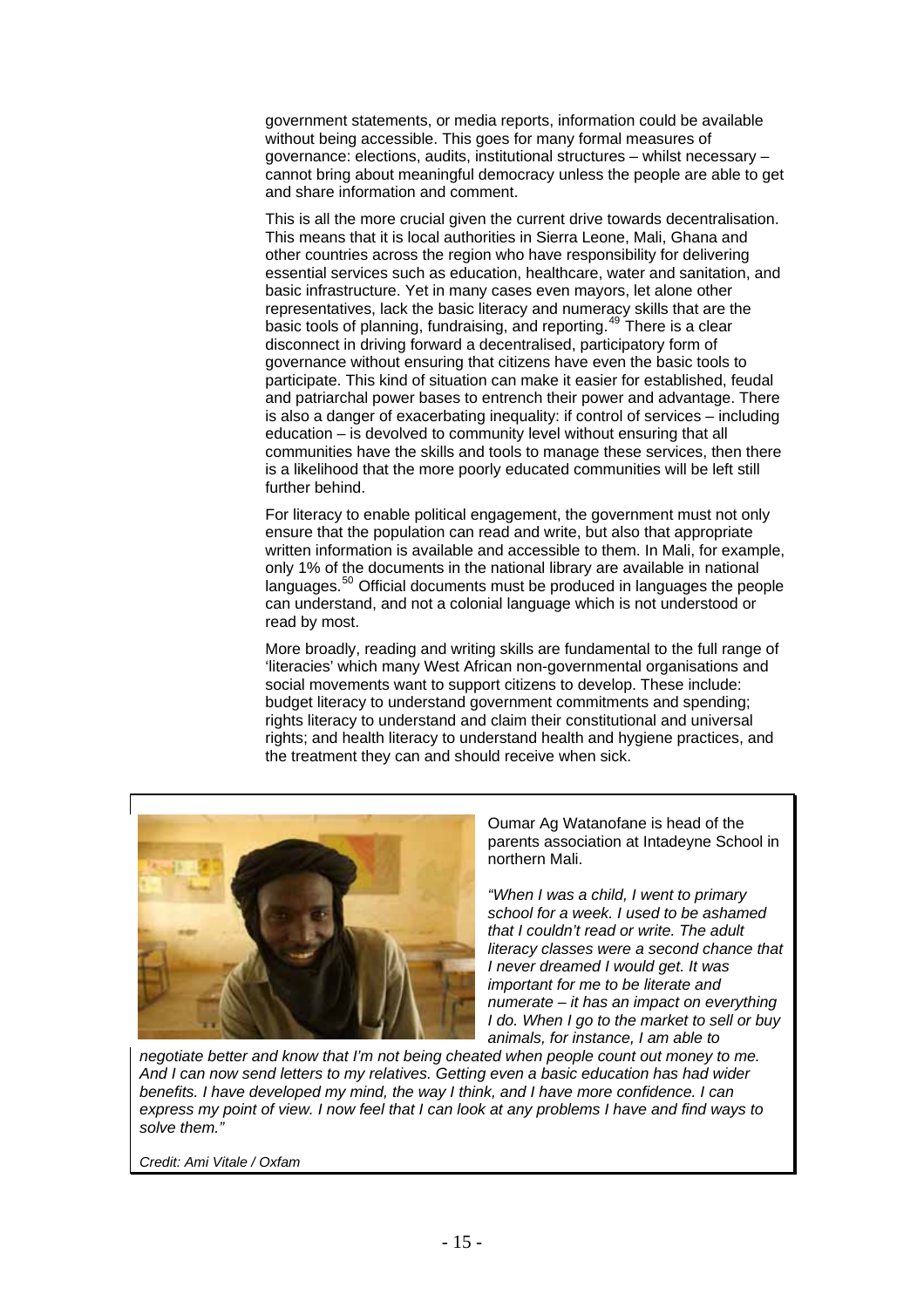government statements, or media reports, information could be available without being accessible. This goes for many formal measures of governance: elections, audits, institutional structures – whilst necessary – cannot bring about meaningful democracy unless the people are able to get and share information and comment.

This is all the more crucial given the current drive towards decentralisation. This means that it is local authorities in Sierra Leone, Mali, Ghana and other countries across the region who have responsibility for delivering essential services such as education, healthcare, water and sanitation, and basic infrastructure. Yet in many cases even mayors, let alone other representatives, lack the basic literacy and numeracy skills that are the basic tools of planning, fundraising, and reporting.[49] There is a clear disconnect in driving forward a decentralised, participatory form of governance without ensuring that citizens have even the basic tools to participate. This kind of situation can make it easier for established, feudal and patriarchal power bases to entrench their power and advantage. There is also a danger of exacerbating inequality: if control of services – including education – is devolved to community level without ensuring that all communities have the skills and tools to manage these services, then there is a likelihood that the more poorly educated communities will be left still further behind.

For literacy to enable political engagement, the government must not only ensure that the population can read and write, but also that appropriate written information is available and accessible to them. In Mali, for example, only 1% of the documents in the national library are available in national languages.[50] Official documents must be produced in languages the people can understand, and not a colonial language which is not understood or read by most.

More broadly, reading and writing skills are fundamental to the full range of 'literacies' which many West African non-governmental organisations and social movements want to support citizens to develop. These include: budget literacy to understand government commitments and spending; rights literacy to understand and claim their constitutional and universal rights; and health literacy to understand health and hygiene practices, and the treatment they can and should receive when sick.

Oumar Ag Watanofane is head of the parents association at Intadeyne School in northern Mali.

*"When I was a child, I went to primary school for a week. I used to be ashamed that I couldn't read or write. The adult literacy classes were a second chance that I never dreamed I would get. It was important for me to be literate and numerate – it has an impact on everything I do. When I go to the market to sell or buy animals, for instance, I am able to negotiate better and know that I'm not being cheated when people count out money to me. And I can now send letters to my relatives. Getting even a basic education has had wider benefits. I have developed my mind, the way I think, and I have more confidence. I can express my point of view. I now feel that I can look at any problems I have and find ways to solve them."*

*Credit: Ami Vitale / Oxfam*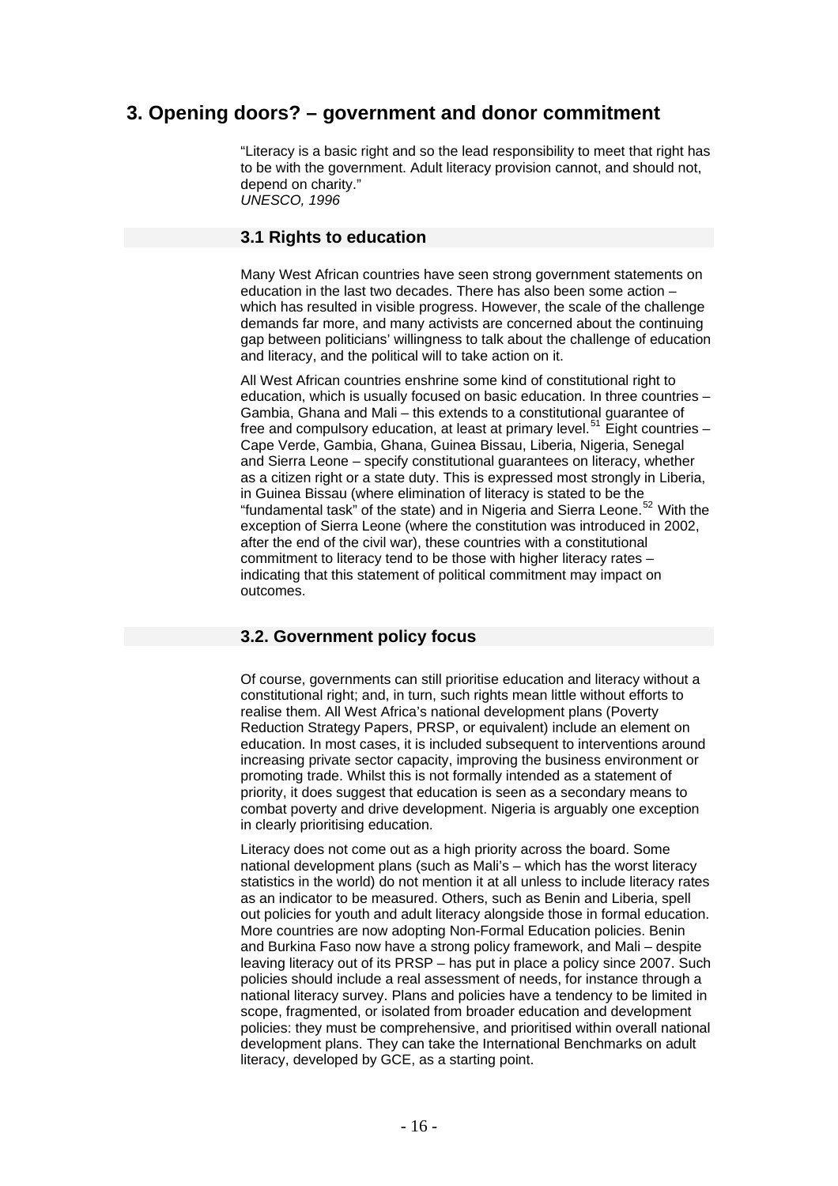# 3. Opening doors? – government and donor commitment

"Literacy is a basic right and so the lead responsibility to meet that right has to be with the government. Adult literacy provision cannot, and should not, depend on charity."
*UNESCO, 1996*

## 3.1 Rights to education

Many West African countries have seen strong government statements on education in the last two decades. There has also been some action – which has resulted in visible progress. However, the scale of the challenge demands far more, and many activists are concerned about the continuing gap between politicians' willingness to talk about the challenge of education and literacy, and the political will to take action on it.

All West African countries enshrine some kind of constitutional right to education, which is usually focused on basic education. In three countries – Gambia, Ghana and Mali – this extends to a constitutional guarantee of free and compulsory education, at least at primary level.[51] Eight countries – Cape Verde, Gambia, Ghana, Guinea Bissau, Liberia, Nigeria, Senegal and Sierra Leone – specify constitutional guarantees on literacy, whether as a citizen right or a state duty. This is expressed most strongly in Liberia, in Guinea Bissau (where elimination of literacy is stated to be the "fundamental task" of the state) and in Nigeria and Sierra Leone.[52] With the exception of Sierra Leone (where the constitution was introduced in 2002, after the end of the civil war), these countries with a constitutional commitment to literacy tend to be those with higher literacy rates – indicating that this statement of political commitment may impact on outcomes.

## 3.2. Government policy focus

Of course, governments can still prioritise education and literacy without a constitutional right; and, in turn, such rights mean little without efforts to realise them. All West Africa's national development plans (Poverty Reduction Strategy Papers, PRSP, or equivalent) include an element on education. In most cases, it is included subsequent to interventions around increasing private sector capacity, improving the business environment or promoting trade. Whilst this is not formally intended as a statement of priority, it does suggest that education is seen as a secondary means to combat poverty and drive development. Nigeria is arguably one exception in clearly prioritising education.

Literacy does not come out as a high priority across the board. Some national development plans (such as Mali's – which has the worst literacy statistics in the world) do not mention it at all unless to include literacy rates as an indicator to be measured. Others, such as Benin and Liberia, spell out policies for youth and adult literacy alongside those in formal education. More countries are now adopting Non-Formal Education policies. Benin and Burkina Faso now have a strong policy framework, and Mali – despite leaving literacy out of its PRSP – has put in place a policy since 2007. Such policies should include a real assessment of needs, for instance through a national literacy survey. Plans and policies have a tendency to be limited in scope, fragmented, or isolated from broader education and development policies: they must be comprehensive, and prioritised within overall national development plans. They can take the International Benchmarks on adult literacy, developed by GCE, as a starting point.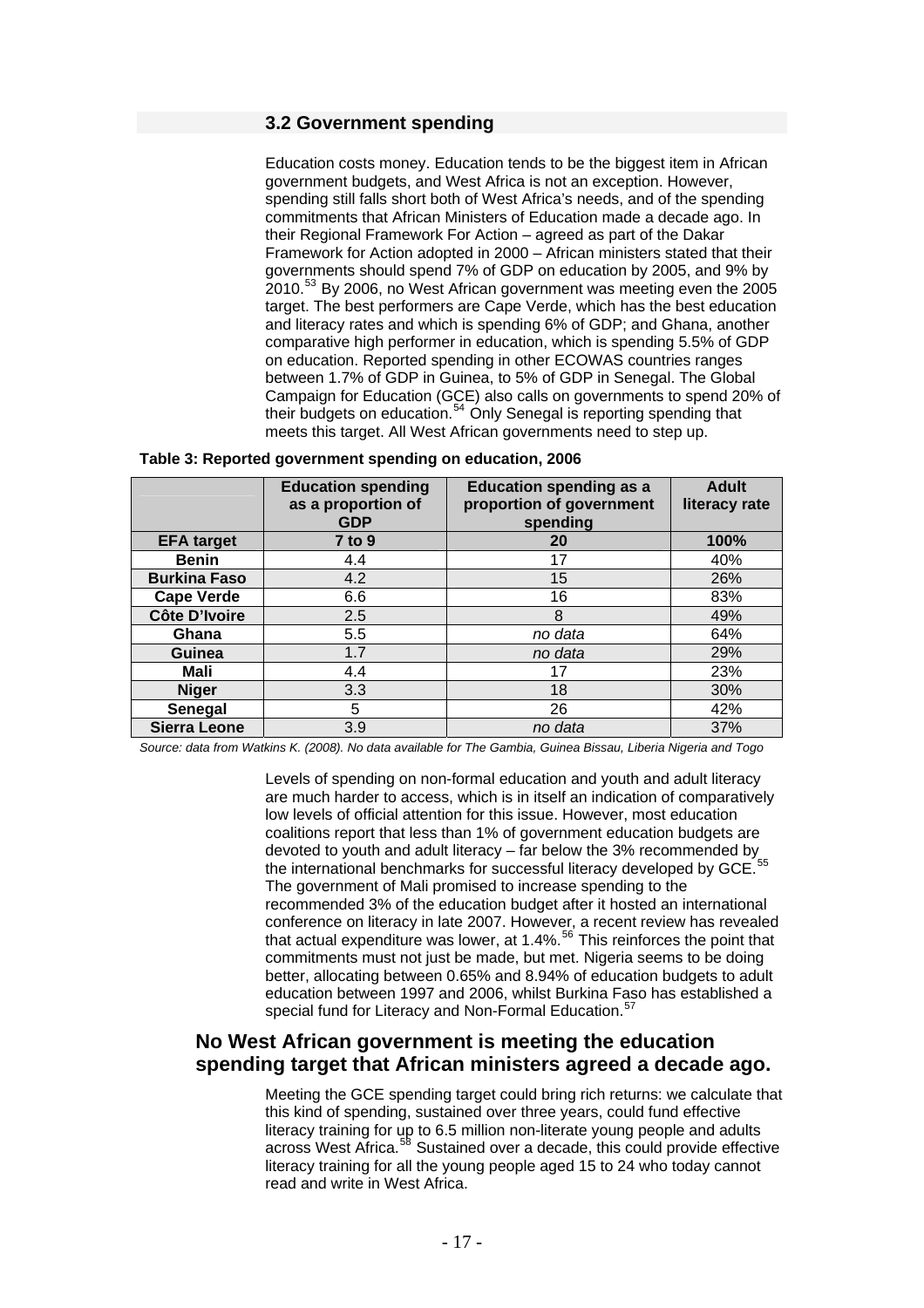### 3.2 Government spending

Education costs money. Education tends to be the biggest item in African government budgets, and West Africa is not an exception. However, spending still falls short both of West Africa's needs, and of the spending commitments that African Ministers of Education made a decade ago. In their Regional Framework For Action – agreed as part of the Dakar Framework for Action adopted in 2000 – African ministers stated that their governments should spend 7% of GDP on education by 2005, and 9% by 2010.[53] By 2006, no West African government was meeting even the 2005 target. The best performers are Cape Verde, which has the best education and literacy rates and which is spending 6% of GDP; and Ghana, another comparative high performer in education, which is spending 5.5% of GDP on education. Reported spending in other ECOWAS countries ranges between 1.7% of GDP in Guinea, to 5% of GDP in Senegal. The Global Campaign for Education (GCE) also calls on governments to spend 20% of their budgets on education.[54] Only Senegal is reporting spending that meets this target. All West African governments need to step up.

**Table 3: Reported government spending on education, 2006**

| | Education spending as a proportion of GDP | Education spending as a proportion of government spending | Adult literacy rate |
|---|---|---|---|
| **EFA target** | **7 to 9** | **20** | **100%** |
| **Benin** | 4.4 | 17 | 40% |
| **Burkina Faso** | 4.2 | 15 | 26% |
| **Cape Verde** | 6.6 | 16 | 83% |
| **Côte D'Ivoire** | 2.5 | 8 | 49% |
| **Ghana** | 5.5 | *no data* | 64% |
| **Guinea** | 1.7 | *no data* | 29% |
| **Mali** | 4.4 | 17 | 23% |
| **Niger** | 3.3 | 18 | 30% |
| **Senegal** | 5 | 26 | 42% |
| **Sierra Leone** | 3.9 | *no data* | 37% |

*Source: data from Watkins K. (2008). No data available for The Gambia, Guinea Bissau, Liberia Nigeria and Togo*

Levels of spending on non-formal education and youth and adult literacy are much harder to access, which is in itself an indication of comparatively low levels of official attention for this issue. However, most education coalitions report that less than 1% of government education budgets are devoted to youth and adult literacy – far below the 3% recommended by the international benchmarks for successful literacy developed by GCE.[55] The government of Mali promised to increase spending to the recommended 3% of the education budget after it hosted an international conference on literacy in late 2007. However, a recent review has revealed that actual expenditure was lower, at 1.4%.[56] This reinforces the point that commitments must not just be made, but met. Nigeria seems to be doing better, allocating between 0.65% and 8.94% of education budgets to adult education between 1997 and 2006, whilst Burkina Faso has established a special fund for Literacy and Non-Formal Education.[57]

## No West African government is meeting the education spending target that African ministers agreed a decade ago.

Meeting the GCE spending target could bring rich returns: we calculate that this kind of spending, sustained over three years, could fund effective literacy training for up to 6.5 million non-literate young people and adults across West Africa.[58] Sustained over a decade, this could provide effective literacy training for all the young people aged 15 to 24 who today cannot read and write in West Africa.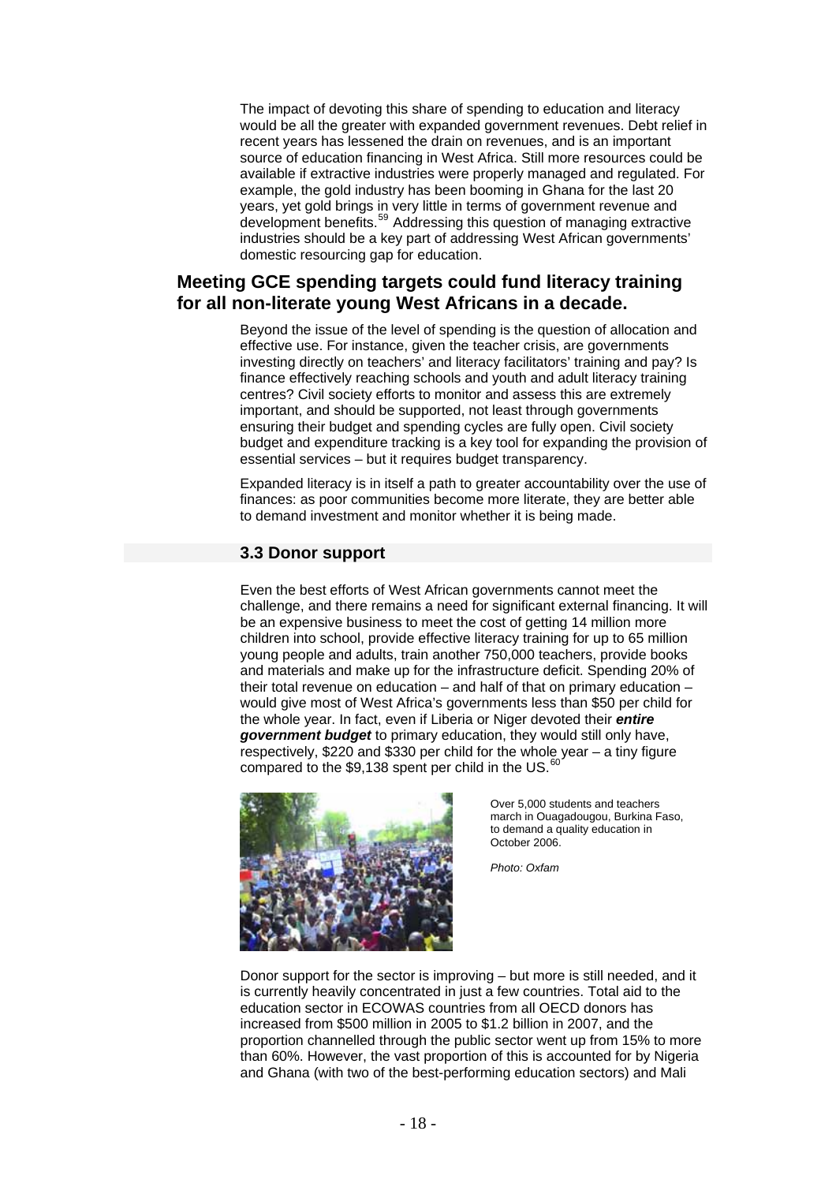The impact of devoting this share of spending to education and literacy would be all the greater with expanded government revenues. Debt relief in recent years has lessened the drain on revenues, and is an important source of education financing in West Africa. Still more resources could be available if extractive industries were properly managed and regulated. For example, the gold industry has been booming in Ghana for the last 20 years, yet gold brings in very little in terms of government revenue and development benefits.[59] Addressing this question of managing extractive industries should be a key part of addressing West African governments' domestic resourcing gap for education.

## Meeting GCE spending targets could fund literacy training for all non-literate young West Africans in a decade.

Beyond the issue of the level of spending is the question of allocation and effective use. For instance, given the teacher crisis, are governments investing directly on teachers' and literacy facilitators' training and pay? Is finance effectively reaching schools and youth and adult literacy training centres? Civil society efforts to monitor and assess this are extremely important, and should be supported, not least through governments ensuring their budget and spending cycles are fully open. Civil society budget and expenditure tracking is a key tool for expanding the provision of essential services – but it requires budget transparency.

Expanded literacy is in itself a path to greater accountability over the use of finances: as poor communities become more literate, they are better able to demand investment and monitor whether it is being made.

### 3.3 Donor support

Even the best efforts of West African governments cannot meet the challenge, and there remains a need for significant external financing. It will be an expensive business to meet the cost of getting 14 million more children into school, provide effective literacy training for up to 65 million young people and adults, train another 750,000 teachers, provide books and materials and make up for the infrastructure deficit. Spending 20% of their total revenue on education – and half of that on primary education – would give most of West Africa's governments less than $50 per child for the whole year. In fact, even if Liberia or Niger devoted their ***entire government budget*** to primary education, they would still only have, respectively, $220 and $330 per child for the whole year – a tiny figure compared to the $9,138 spent per child in the US.[60]

Over 5,000 students and teachers march in Ouagadougou, Burkina Faso, to demand a quality education in October 2006.

*Photo: Oxfam*

Donor support for the sector is improving – but more is still needed, and it is currently heavily concentrated in just a few countries. Total aid to the education sector in ECOWAS countries from all OECD donors has increased from $500 million in 2005 to $1.2 billion in 2007, and the proportion channelled through the public sector went up from 15% to more than 60%. However, the vast proportion of this is accounted for by Nigeria and Ghana (with two of the best-performing education sectors) and Mali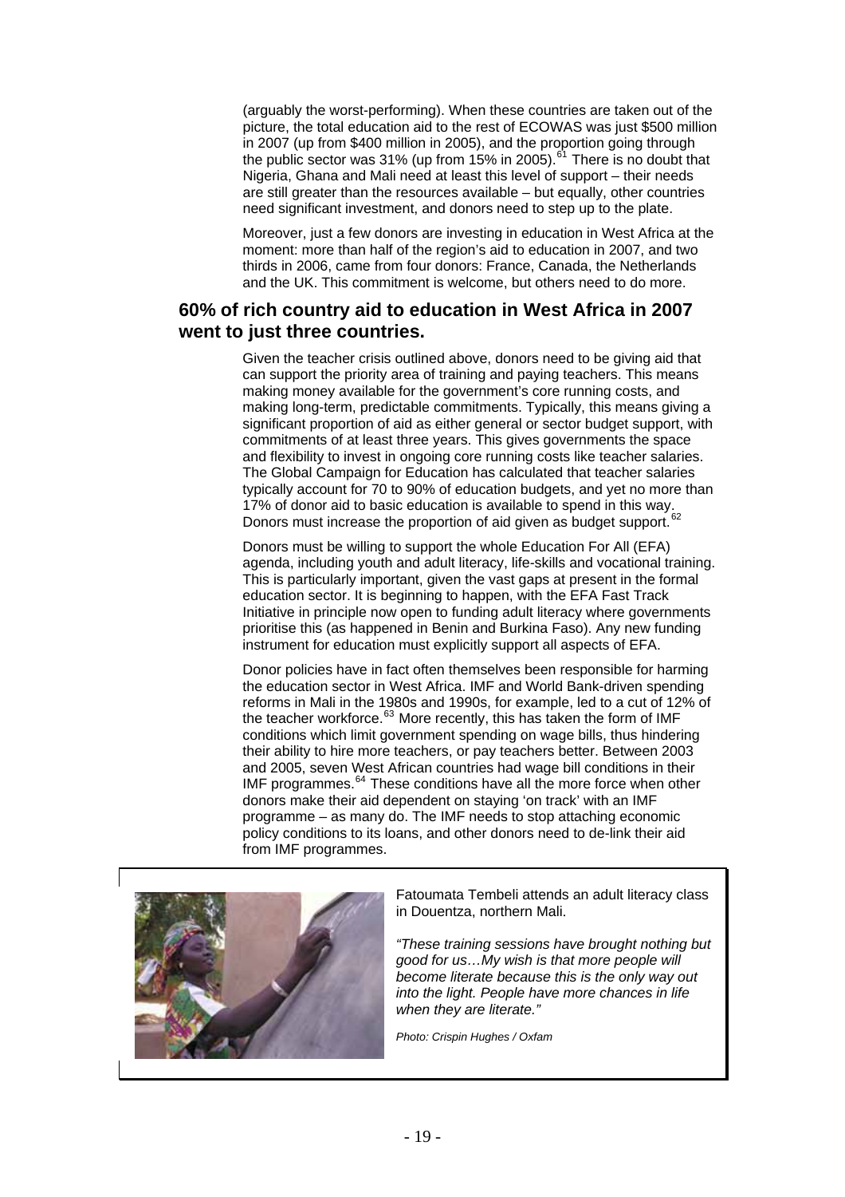(arguably the worst-performing). When these countries are taken out of the picture, the total education aid to the rest of ECOWAS was just $500 million in 2007 (up from $400 million in 2005), and the proportion going through the public sector was 31% (up from 15% in 2005).[61] There is no doubt that Nigeria, Ghana and Mali need at least this level of support – their needs are still greater than the resources available – but equally, other countries need significant investment, and donors need to step up to the plate.

Moreover, just a few donors are investing in education in West Africa at the moment: more than half of the region's aid to education in 2007, and two thirds in 2006, came from four donors: France, Canada, the Netherlands and the UK. This commitment is welcome, but others need to do more.

## 60% of rich country aid to education in West Africa in 2007 went to just three countries.

Given the teacher crisis outlined above, donors need to be giving aid that can support the priority area of training and paying teachers. This means making money available for the government's core running costs, and making long-term, predictable commitments. Typically, this means giving a significant proportion of aid as either general or sector budget support, with commitments of at least three years. This gives governments the space and flexibility to invest in ongoing core running costs like teacher salaries. The Global Campaign for Education has calculated that teacher salaries typically account for 70 to 90% of education budgets, and yet no more than 17% of donor aid to basic education is available to spend in this way. Donors must increase the proportion of aid given as budget support.[62]

Donors must be willing to support the whole Education For All (EFA) agenda, including youth and adult literacy, life-skills and vocational training. This is particularly important, given the vast gaps at present in the formal education sector. It is beginning to happen, with the EFA Fast Track Initiative in principle now open to funding adult literacy where governments prioritise this (as happened in Benin and Burkina Faso). Any new funding instrument for education must explicitly support all aspects of EFA.

Donor policies have in fact often themselves been responsible for harming the education sector in West Africa. IMF and World Bank-driven spending reforms in Mali in the 1980s and 1990s, for example, led to a cut of 12% of the teacher workforce.[63] More recently, this has taken the form of IMF conditions which limit government spending on wage bills, thus hindering their ability to hire more teachers, or pay teachers better. Between 2003 and 2005, seven West African countries had wage bill conditions in their IMF programmes.[64] These conditions have all the more force when other donors make their aid dependent on staying 'on track' with an IMF programme – as many do. The IMF needs to stop attaching economic policy conditions to its loans, and other donors need to de-link their aid from IMF programmes.

Fatoumata Tembeli attends an adult literacy class in Douentza, northern Mali.

*"These training sessions have brought nothing but good for us…My wish is that more people will become literate because this is the only way out into the light. People have more chances in life when they are literate."*

*Photo: Crispin Hughes / Oxfam*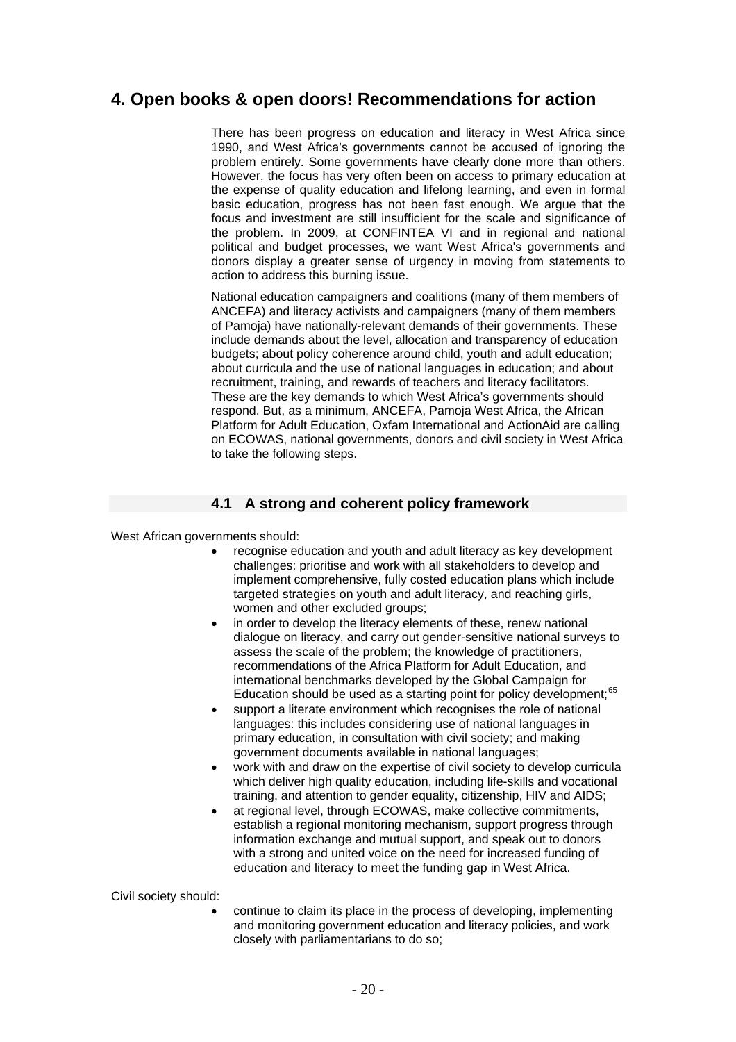# 4. Open books & open doors! Recommendations for action

There has been progress on education and literacy in West Africa since 1990, and West Africa's governments cannot be accused of ignoring the problem entirely. Some governments have clearly done more than others. However, the focus has very often been on access to primary education at the expense of quality education and lifelong learning, and even in formal basic education, progress has not been fast enough. We argue that the focus and investment are still insufficient for the scale and significance of the problem. In 2009, at CONFINTEA VI and in regional and national political and budget processes, we want West Africa's governments and donors display a greater sense of urgency in moving from statements to action to address this burning issue.

National education campaigners and coalitions (many of them members of ANCEFA) and literacy activists and campaigners (many of them members of Pamoja) have nationally-relevant demands of their governments. These include demands about the level, allocation and transparency of education budgets; about policy coherence around child, youth and adult education; about curricula and the use of national languages in education; and about recruitment, training, and rewards of teachers and literacy facilitators. These are the key demands to which West Africa's governments should respond. But, as a minimum, ANCEFA, Pamoja West Africa, the African Platform for Adult Education, Oxfam International and ActionAid are calling on ECOWAS, national governments, donors and civil society in West Africa to take the following steps.

## 4.1 A strong and coherent policy framework

West African governments should:

- recognise education and youth and adult literacy as key development challenges: prioritise and work with all stakeholders to develop and implement comprehensive, fully costed education plans which include targeted strategies on youth and adult literacy, and reaching girls, women and other excluded groups;
- in order to develop the literacy elements of these, renew national dialogue on literacy, and carry out gender-sensitive national surveys to assess the scale of the problem; the knowledge of practitioners, recommendations of the Africa Platform for Adult Education, and international benchmarks developed by the Global Campaign for Education should be used as a starting point for policy development;[65]
- support a literate environment which recognises the role of national languages: this includes considering use of national languages in primary education, in consultation with civil society; and making government documents available in national languages;
- work with and draw on the expertise of civil society to develop curricula which deliver high quality education, including life-skills and vocational training, and attention to gender equality, citizenship, HIV and AIDS;
- at regional level, through ECOWAS, make collective commitments, establish a regional monitoring mechanism, support progress through information exchange and mutual support, and speak out to donors with a strong and united voice on the need for increased funding of education and literacy to meet the funding gap in West Africa.

Civil society should:

- continue to claim its place in the process of developing, implementing and monitoring government education and literacy policies, and work closely with parliamentarians to do so;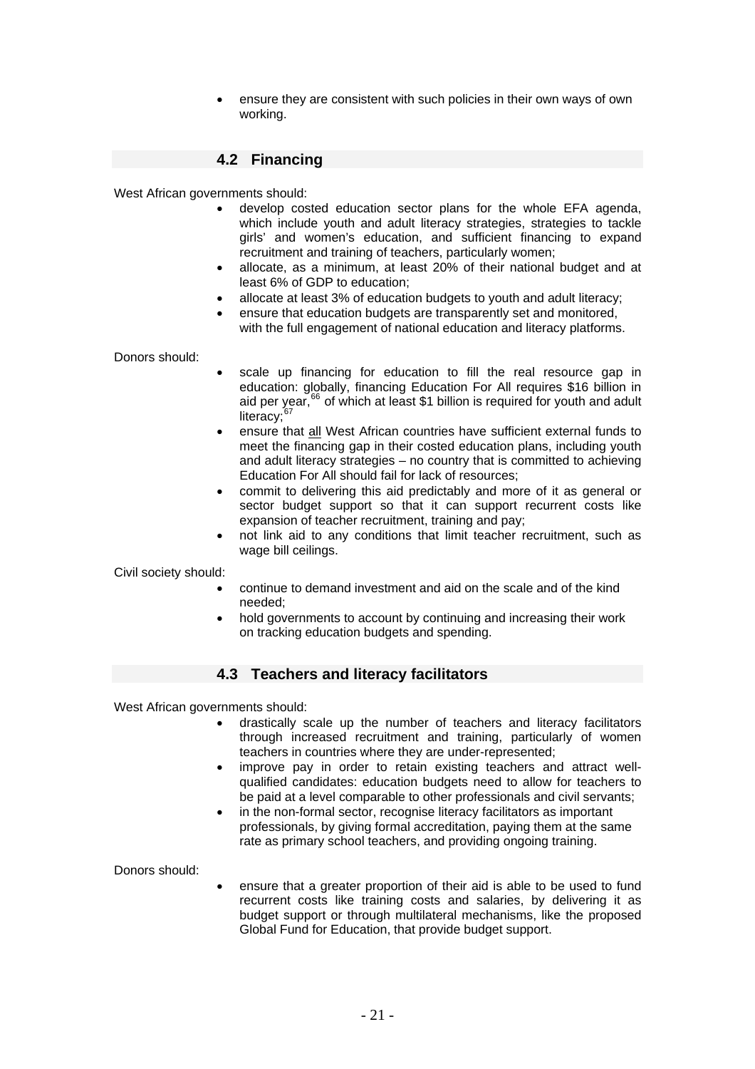- ensure they are consistent with such policies in their own ways of own working.

## 4.2 Financing

West African governments should:

- develop costed education sector plans for the whole EFA agenda, which include youth and adult literacy strategies, strategies to tackle girls' and women's education, and sufficient financing to expand recruitment and training of teachers, particularly women;
- allocate, as a minimum, at least 20% of their national budget and at least 6% of GDP to education;
- allocate at least 3% of education budgets to youth and adult literacy;
- ensure that education budgets are transparently set and monitored, with the full engagement of national education and literacy platforms.

Donors should:

- scale up financing for education to fill the real resource gap in education: globally, financing Education For All requires \$16 billion in aid per year,[66] of which at least \$1 billion is required for youth and adult literacy;[67]
- ensure that <u>all</u> West African countries have sufficient external funds to meet the financing gap in their costed education plans, including youth and adult literacy strategies – no country that is committed to achieving Education For All should fail for lack of resources;
- commit to delivering this aid predictably and more of it as general or sector budget support so that it can support recurrent costs like expansion of teacher recruitment, training and pay;
- not link aid to any conditions that limit teacher recruitment, such as wage bill ceilings.

Civil society should:

- continue to demand investment and aid on the scale and of the kind needed;
- hold governments to account by continuing and increasing their work on tracking education budgets and spending.

## 4.3 Teachers and literacy facilitators

West African governments should:

- drastically scale up the number of teachers and literacy facilitators through increased recruitment and training, particularly of women teachers in countries where they are under-represented;
- improve pay in order to retain existing teachers and attract well-qualified candidates: education budgets need to allow for teachers to be paid at a level comparable to other professionals and civil servants;
- in the non-formal sector, recognise literacy facilitators as important professionals, by giving formal accreditation, paying them at the same rate as primary school teachers, and providing ongoing training.

Donors should:

- ensure that a greater proportion of their aid is able to be used to fund recurrent costs like training costs and salaries, by delivering it as budget support or through multilateral mechanisms, like the proposed Global Fund for Education, that provide budget support.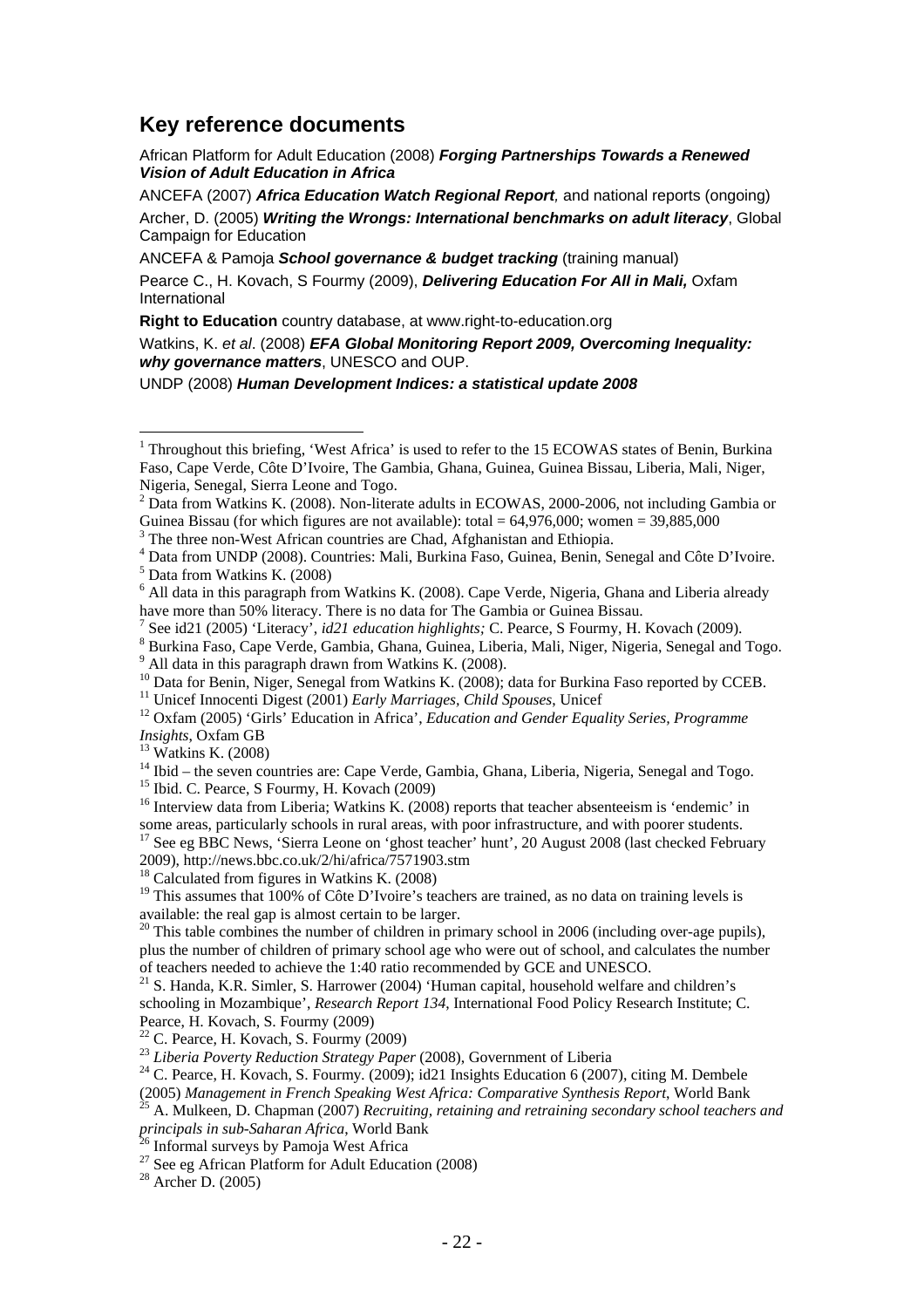## Key reference documents

African Platform for Adult Education (2008) ***Forging Partnerships Towards a Renewed Vision of Adult Education in Africa***

ANCEFA (2007) ***Africa Education Watch Regional Report**,* and national reports (ongoing)

Archer, D. (2005) ***Writing the Wrongs: International benchmarks on adult literacy***, Global Campaign for Education

ANCEFA & Pamoja ***School governance & budget tracking*** (training manual)

Pearce C., H. Kovach, S Fourmy (2009), ***Delivering Education For All in Mali,*** Oxfam International

**Right to Education** country database, at www.right-to-education.org

Watkins, K. *et al*. (2008) ***EFA Global Monitoring Report 2009, Overcoming Inequality: why governance matters***, UNESCO and OUP.

UNDP (2008) ***Human Development Indices: a statistical update 2008***

---

[1] Throughout this briefing, 'West Africa' is used to refer to the 15 ECOWAS states of Benin, Burkina Faso, Cape Verde, Côte D'Ivoire, The Gambia, Ghana, Guinea, Guinea Bissau, Liberia, Mali, Niger, Nigeria, Senegal, Sierra Leone and Togo.

[2] Data from Watkins K. (2008). Non-literate adults in ECOWAS, 2000-2006, not including Gambia or Guinea Bissau (for which figures are not available): total = 64,976,000; women = 39,885,000

[3] The three non-West African countries are Chad, Afghanistan and Ethiopia.

[4] Data from UNDP (2008). Countries: Mali, Burkina Faso, Guinea, Benin, Senegal and Côte D'Ivoire.

[5] Data from Watkins K. (2008)

[6] All data in this paragraph from Watkins K. (2008). Cape Verde, Nigeria, Ghana and Liberia already have more than 50% literacy. There is no data for The Gambia or Guinea Bissau.

[7] See id21 (2005) 'Literacy', *id21 education highlights;* C. Pearce, S Fourmy, H. Kovach (2009).

[8] Burkina Faso, Cape Verde, Gambia, Ghana, Guinea, Liberia, Mali, Niger, Nigeria, Senegal and Togo.

[9] All data in this paragraph drawn from Watkins K. (2008).

[10] Data for Benin, Niger, Senegal from Watkins K. (2008); data for Burkina Faso reported by CCEB.

[11] Unicef Innocenti Digest (2001) *Early Marriages, Child Spouses*, Unicef

[12] Oxfam (2005) 'Girls' Education in Africa', *Education and Gender Equality Series, Programme Insights*, Oxfam GB

[13] Watkins K. (2008)

[14] Ibid – the seven countries are: Cape Verde, Gambia, Ghana, Liberia, Nigeria, Senegal and Togo.

[15] Ibid. C. Pearce, S Fourmy, H. Kovach (2009)

[16] Interview data from Liberia; Watkins K. (2008) reports that teacher absenteeism is 'endemic' in some areas, particularly schools in rural areas, with poor infrastructure, and with poorer students.

[17] See eg BBC News, 'Sierra Leone on 'ghost teacher' hunt', 20 August 2008 (last checked February 2009), http://news.bbc.co.uk/2/hi/africa/7571903.stm

[18] Calculated from figures in Watkins K. (2008)

[19] This assumes that 100% of Côte D'Ivoire's teachers are trained, as no data on training levels is available: the real gap is almost certain to be larger.

[20] This table combines the number of children in primary school in 2006 (including over-age pupils), plus the number of children of primary school age who were out of school, and calculates the number of teachers needed to achieve the 1:40 ratio recommended by GCE and UNESCO.

[21] S. Handa, K.R. Simler, S. Harrower (2004) 'Human capital, household welfare and children's schooling in Mozambique', *Research Report 134*, International Food Policy Research Institute; C. Pearce, H. Kovach, S. Fourmy (2009)

[22] C. Pearce, H. Kovach, S. Fourmy (2009)

[23] *Liberia Poverty Reduction Strategy Paper* (2008), Government of Liberia

[24] C. Pearce, H. Kovach, S. Fourmy. (2009); id21 Insights Education 6 (2007), citing M. Dembele (2005) *Management in French Speaking West Africa: Comparative Synthesis Report*, World Bank

[25] A. Mulkeen, D. Chapman (2007) *Recruiting, retaining and retraining secondary school teachers and principals in sub-Saharan Africa*, World Bank

[26] Informal surveys by Pamoja West Africa

[27] See eg African Platform for Adult Education (2008)

[28] Archer D. (2005)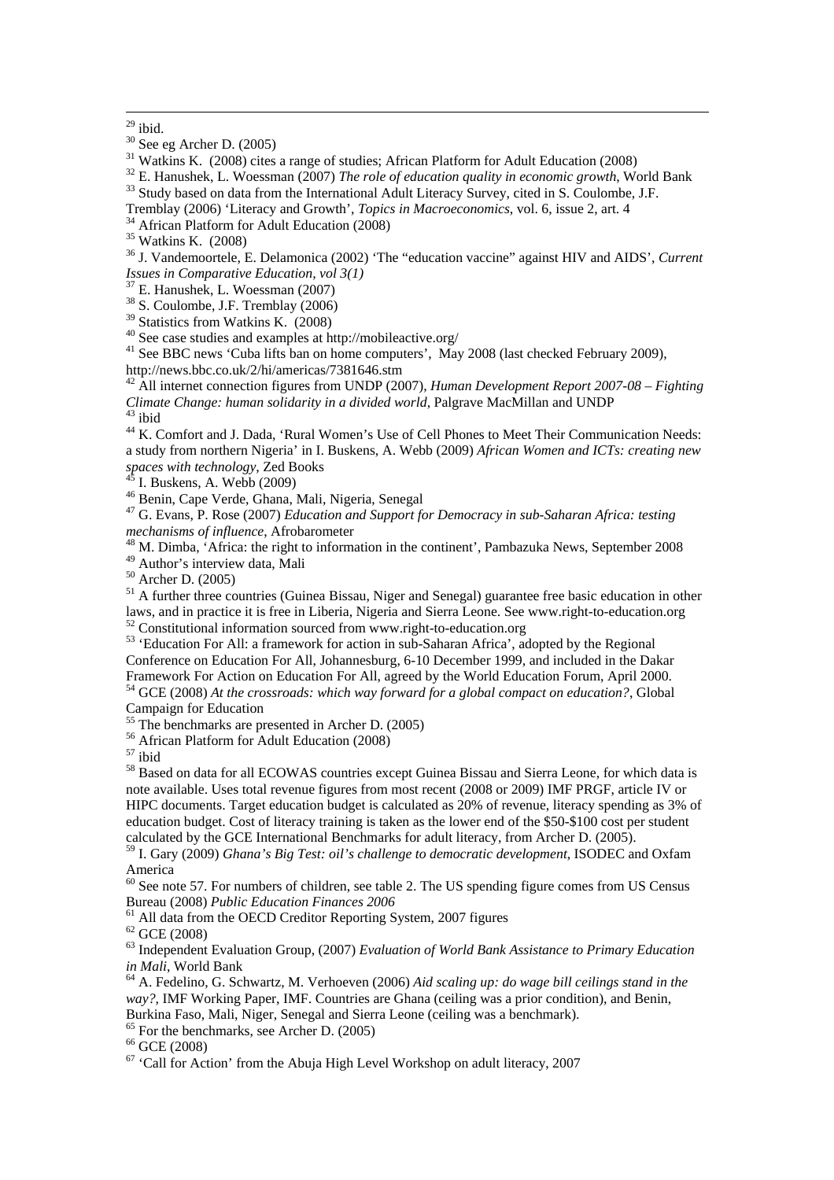[29] ibid.

[30] See eg Archer D. (2005)

[31] Watkins K. (2008) cites a range of studies; African Platform for Adult Education (2008)

[32] E. Hanushek, L. Woessman (2007) *The role of education quality in economic growth*, World Bank

[33] Study based on data from the International Adult Literacy Survey, cited in S. Coulombe, J.F. Tremblay (2006) 'Literacy and Growth', *Topics in Macroeconomics*, vol. 6, issue 2, art. 4

[34] African Platform for Adult Education (2008)

[35] Watkins K. (2008)

[36] J. Vandemoortele, E. Delamonica (2002) 'The "education vaccine" against HIV and AIDS', *Current Issues in Comparative Education, vol 3(1)*

[37] E. Hanushek, L. Woessman (2007)

[38] S. Coulombe, J.F. Tremblay (2006)

[39] Statistics from Watkins K. (2008)

[40] See case studies and examples at http://mobileactive.org/

[41] See BBC news 'Cuba lifts ban on home computers', May 2008 (last checked February 2009), http://news.bbc.co.uk/2/hi/americas/7381646.stm

[42] All internet connection figures from UNDP (2007), *Human Development Report 2007-08 – Fighting Climate Change: human solidarity in a divided world*, Palgrave MacMillan and UNDP

[43] ibid

[44] K. Comfort and J. Dada, 'Rural Women's Use of Cell Phones to Meet Their Communication Needs: a study from northern Nigeria' in I. Buskens, A. Webb (2009) *African Women and ICTs: creating new spaces with technology*, Zed Books

[45] I. Buskens, A. Webb (2009)

[46] Benin, Cape Verde, Ghana, Mali, Nigeria, Senegal

[47] G. Evans, P. Rose (2007) *Education and Support for Democracy in sub-Saharan Africa: testing mechanisms of influence*, Afrobarometer

[48] M. Dimba, 'Africa: the right to information in the continent', Pambazuka News, September 2008

[49] Author's interview data, Mali

[50] Archer D. (2005)

[51] A further three countries (Guinea Bissau, Niger and Senegal) guarantee free basic education in other laws, and in practice it is free in Liberia, Nigeria and Sierra Leone. See www.right-to-education.org

[52] Constitutional information sourced from www.right-to-education.org

[53] 'Education For All: a framework for action in sub-Saharan Africa', adopted by the Regional Conference on Education For All, Johannesburg, 6-10 December 1999, and included in the Dakar Framework For Action on Education For All, agreed by the World Education Forum, April 2000.

[54] GCE (2008) *At the crossroads: which way forward for a global compact on education?*, Global Campaign for Education

[55] The benchmarks are presented in Archer D. (2005)

[56] African Platform for Adult Education (2008)

[57] ibid

[58] Based on data for all ECOWAS countries except Guinea Bissau and Sierra Leone, for which data is note available. Uses total revenue figures from most recent (2008 or 2009) IMF PRGF, article IV or HIPC documents. Target education budget is calculated as 20% of revenue, literacy spending as 3% of education budget. Cost of literacy training is taken as the lower end of the $50-$100 cost per student calculated by the GCE International Benchmarks for adult literacy, from Archer D. (2005).

[59] I. Gary (2009) *Ghana's Big Test: oil's challenge to democratic development*, ISODEC and Oxfam America

[60] See note 57. For numbers of children, see table 2. The US spending figure comes from US Census Bureau (2008) *Public Education Finances 2006*

[61] All data from the OECD Creditor Reporting System, 2007 figures

[62] GCE (2008)

[63] Independent Evaluation Group, (2007) *Evaluation of World Bank Assistance to Primary Education in Mali*, World Bank

[64] A. Fedelino, G. Schwartz, M. Verhoeven (2006) *Aid scaling up: do wage bill ceilings stand in the way?*, IMF Working Paper, IMF. Countries are Ghana (ceiling was a prior condition), and Benin, Burkina Faso, Mali, Niger, Senegal and Sierra Leone (ceiling was a benchmark).

[65] For the benchmarks, see Archer D. (2005)

[66] GCE (2008)

[67] 'Call for Action' from the Abuja High Level Workshop on adult literacy, 2007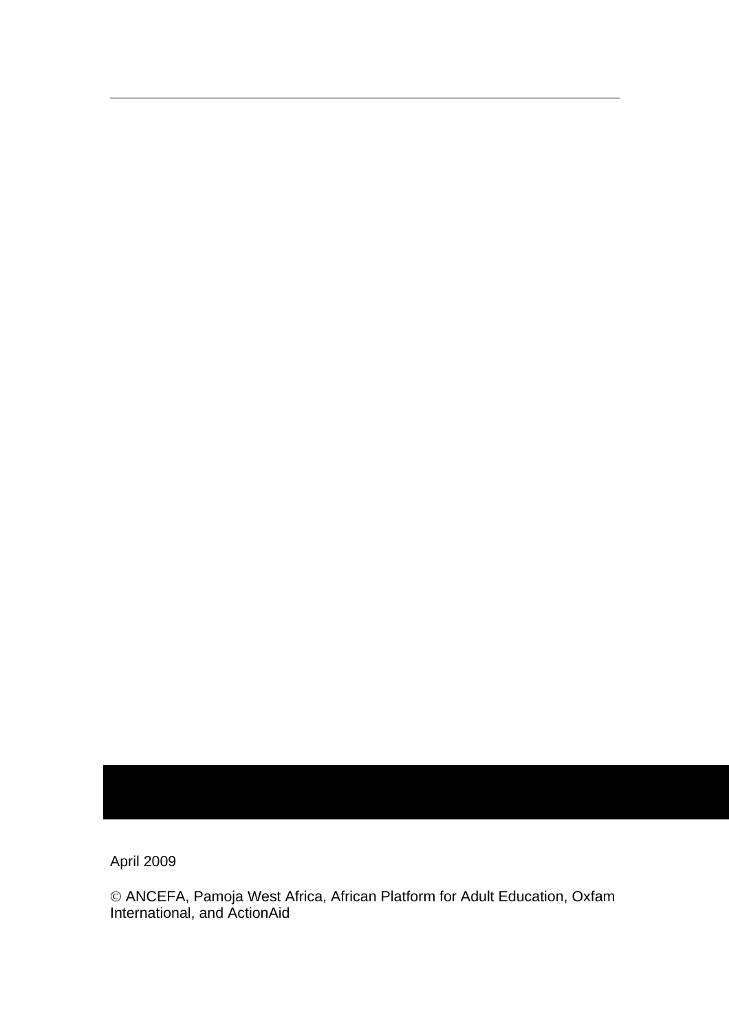April 2009

© ANCEFA, Pamoja West Africa, African Platform for Adult Education, Oxfam International, and ActionAid